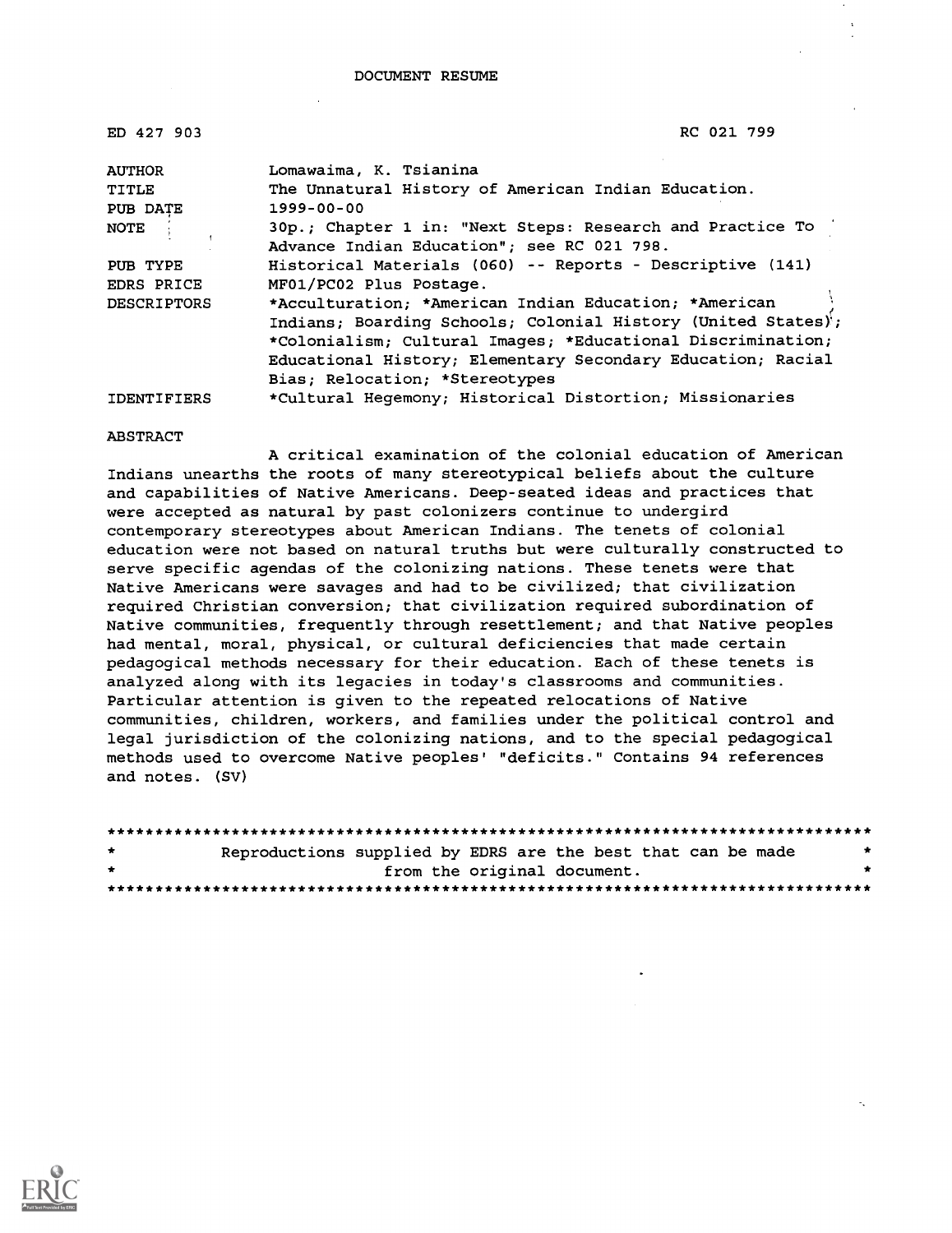# DOCUMENT RESUME

| | |
|---|---|
| ED 427 903 | RC 021 799 |
| AUTHOR | Lomawaima, K. Tsianina |
| TITLE | The Unnatural History of American Indian Education. |
| PUB DATE | 1999-00-00 |
| NOTE | 30p.; Chapter 1 in: "Next Steps: Research and Practice To Advance Indian Education"; see RC 021 798. |
| PUB TYPE | Historical Materials (060) -- Reports - Descriptive (141) |
| EDRS PRICE | MF01/PC02 Plus Postage. |
| DESCRIPTORS | *Acculturation; *American Indian Education; *American Indians; Boarding Schools; Colonial History (United States); *Colonialism; Cultural Images; *Educational Discrimination; Educational History; Elementary Secondary Education; Racial Bias; Relocation; *Stereotypes |
| IDENTIFIERS | *Cultural Hegemony; Historical Distortion; Missionaries |

## ABSTRACT

A critical examination of the colonial education of American Indians unearths the roots of many stereotypical beliefs about the culture and capabilities of Native Americans. Deep-seated ideas and practices that were accepted as natural by past colonizers continue to undergird contemporary stereotypes about American Indians. The tenets of colonial education were not based on natural truths but were culturally constructed to serve specific agendas of the colonizing nations. These tenets were that Native Americans were savages and had to be civilized; that civilization required Christian conversion; that civilization required subordination of Native communities, frequently through resettlement; and that Native peoples had mental, moral, physical, or cultural deficiencies that made certain pedagogical methods necessary for their education. Each of these tenets is analyzed along with its legacies in today's classrooms and communities. Particular attention is given to the repeated relocations of Native communities, children, workers, and families under the political control and legal jurisdiction of the colonizing nations, and to the special pedagogical methods used to overcome Native peoples' "deficits." Contains 94 references and notes. (SV)

********************************************************************************
* Reproductions supplied by EDRS are the best that can be made *
* from the original document. *
********************************************************************************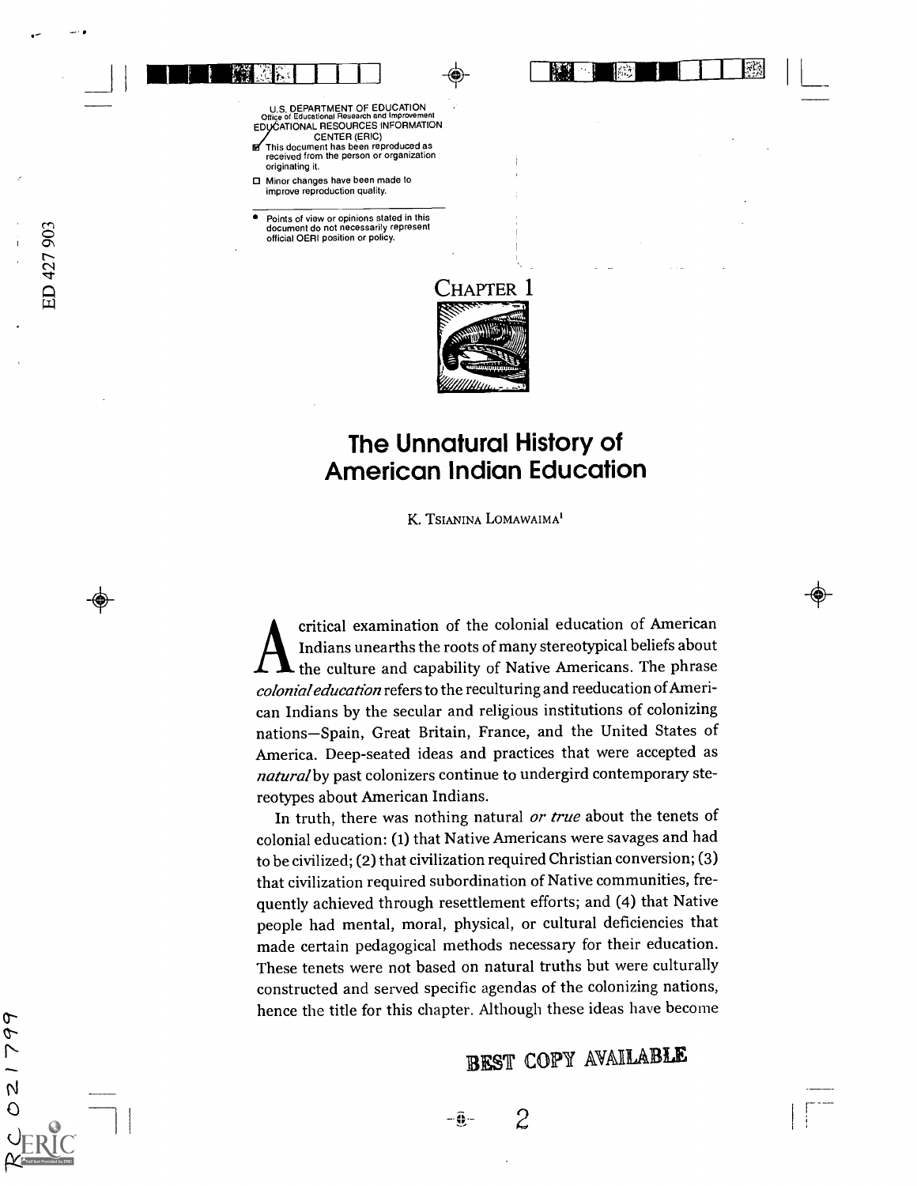U.S. DEPARTMENT OF EDUCATION
Office of Educational Research and Improvement
EDUCATIONAL RESOURCES INFORMATION CENTER (ERIC)

- This document has been reproduced as received from the person or organization originating it.
- Minor changes have been made to improve reproduction quality.

- Points of view or opinions stated in this document do not necessarily represent official OERI position or policy.

ED 427 903

# Chapter 1

# The Unnatural History of American Indian Education

K. Tsianina Lomawaima[1]

A critical examination of the colonial education of American Indians unearths the roots of many stereotypical beliefs about the culture and capability of Native Americans. The phrase *colonial education* refers to the reculturing and reeducation of American Indians by the secular and religious institutions of colonizing nations—Spain, Great Britain, France, and the United States of America. Deep-seated ideas and practices that were accepted as *natural* by past colonizers continue to undergird contemporary stereotypes about American Indians.

In truth, there was nothing natural *or true* about the tenets of colonial education: (1) that Native Americans were savages and had to be civilized; (2) that civilization required Christian conversion; (3) that civilization required subordination of Native communities, frequently achieved through resettlement efforts; and (4) that Native people had mental, moral, physical, or cultural deficiencies that made certain pedagogical methods necessary for their education. These tenets were not based on natural truths but were culturally constructed and served specific agendas of the colonizing nations, hence the title for this chapter. Although these ideas have become

BEST COPY AVAILABLE

RC 021799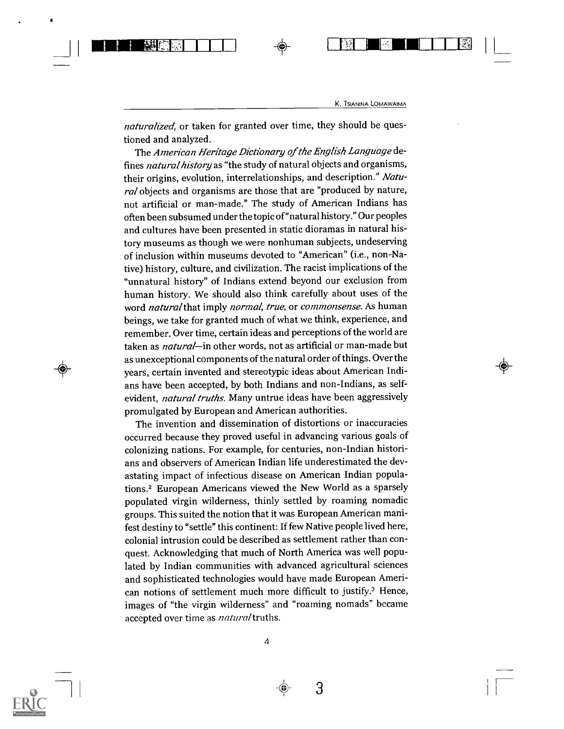*naturalized*, or taken for granted over time, they should be questioned and analyzed.

The *American Heritage Dictionary of the English Language* defines *natural history* as "the study of natural objects and organisms, their origins, evolution, interrelationships, and description." *Natural* objects and organisms are those that are "produced by nature, not artificial or man-made." The study of American Indians has often been subsumed under the topic of "natural history." Our peoples and cultures have been presented in static dioramas in natural history museums as though we were nonhuman subjects, undeserving of inclusion within museums devoted to "American" (i.e., non-Native) history, culture, and civilization. The racist implications of the "unnatural history" of Indians extend beyond our exclusion from human history. We should also think carefully about uses of the word *natural* that imply *normal*, *true*, or *commonsense*. As human beings, we take for granted much of what we think, experience, and remember. Over time, certain ideas and perceptions of the world are taken as *natural*—in other words, not as artificial or man-made but as unexceptional components of the natural order of things. Over the years, certain invented and stereotypic ideas about American Indians have been accepted, by both Indians and non-Indians, as self-evident, *natural truths*. Many untrue ideas have been aggressively promulgated by European and American authorities.

The invention and dissemination of distortions or inaccuracies occurred because they proved useful in advancing various goals of colonizing nations. For example, for centuries, non-Indian historians and observers of American Indian life underestimated the devastating impact of infectious disease on American Indian populations.[2] European Americans viewed the New World as a sparsely populated virgin wilderness, thinly settled by roaming nomadic groups. This suited the notion that it was European American manifest destiny to "settle" this continent: If few Native people lived here, colonial intrusion could be described as settlement rather than conquest. Acknowledging that much of North America was well populated by Indian communities with advanced agricultural sciences and sophisticated technologies would have made European American notions of settlement much more difficult to justify.[3] Hence, images of "the virgin wilderness" and "roaming nomads" became accepted over time as *natural* truths.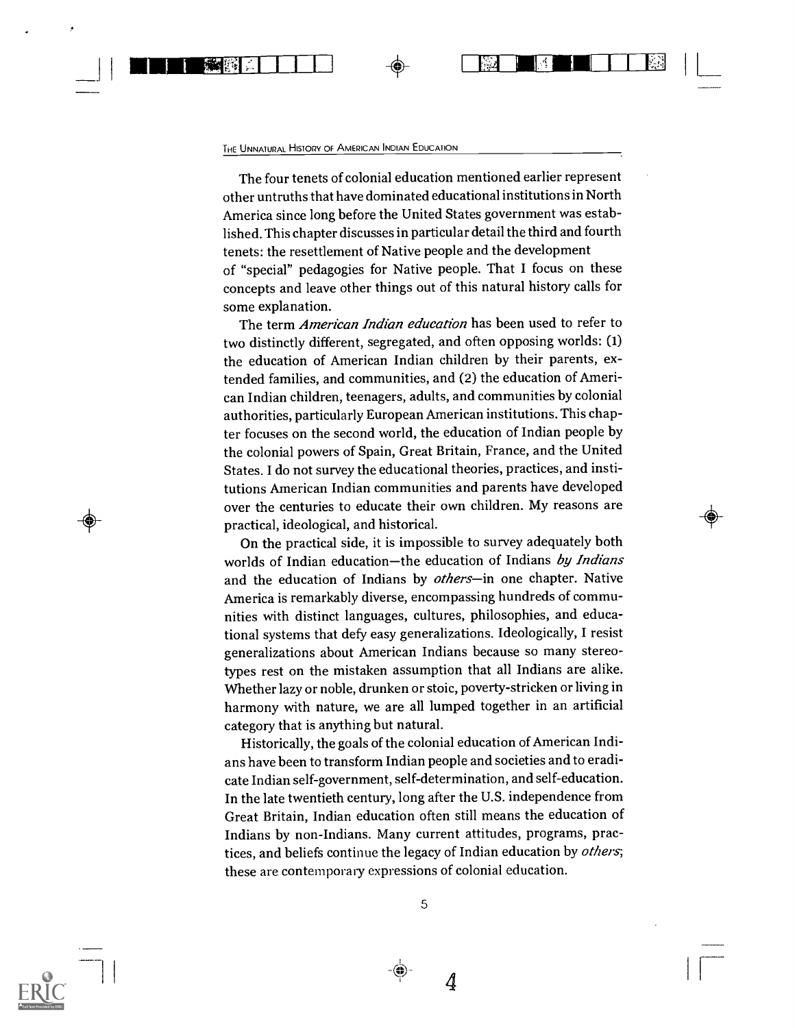The four tenets of colonial education mentioned earlier represent other untruths that have dominated educational institutions in North America since long before the United States government was established. This chapter discusses in particular detail the third and fourth tenets: the resettlement of Native people and the development of "special" pedagogies for Native people. That I focus on these concepts and leave other things out of this natural history calls for some explanation.

The term *American Indian education* has been used to refer to two distinctly different, segregated, and often opposing worlds: (1) the education of American Indian children by their parents, extended families, and communities, and (2) the education of American Indian children, teenagers, adults, and communities by colonial authorities, particularly European American institutions. This chapter focuses on the second world, the education of Indian people by the colonial powers of Spain, Great Britain, France, and the United States. I do not survey the educational theories, practices, and institutions American Indian communities and parents have developed over the centuries to educate their own children. My reasons are practical, ideological, and historical.

On the practical side, it is impossible to survey adequately both worlds of Indian education—the education of Indians *by Indians* and the education of Indians by *others*—in one chapter. Native America is remarkably diverse, encompassing hundreds of communities with distinct languages, cultures, philosophies, and educational systems that defy easy generalizations. Ideologically, I resist generalizations about American Indians because so many stereotypes rest on the mistaken assumption that all Indians are alike. Whether lazy or noble, drunken or stoic, poverty-stricken or living in harmony with nature, we are all lumped together in an artificial category that is anything but natural.

Historically, the goals of the colonial education of American Indians have been to transform Indian people and societies and to eradicate Indian self-government, self-determination, and self-education. In the late twentieth century, long after the U.S. independence from Great Britain, Indian education often still means the education of Indians by non-Indians. Many current attitudes, programs, practices, and beliefs continue the legacy of Indian education by *others*; these are contemporary expressions of colonial education.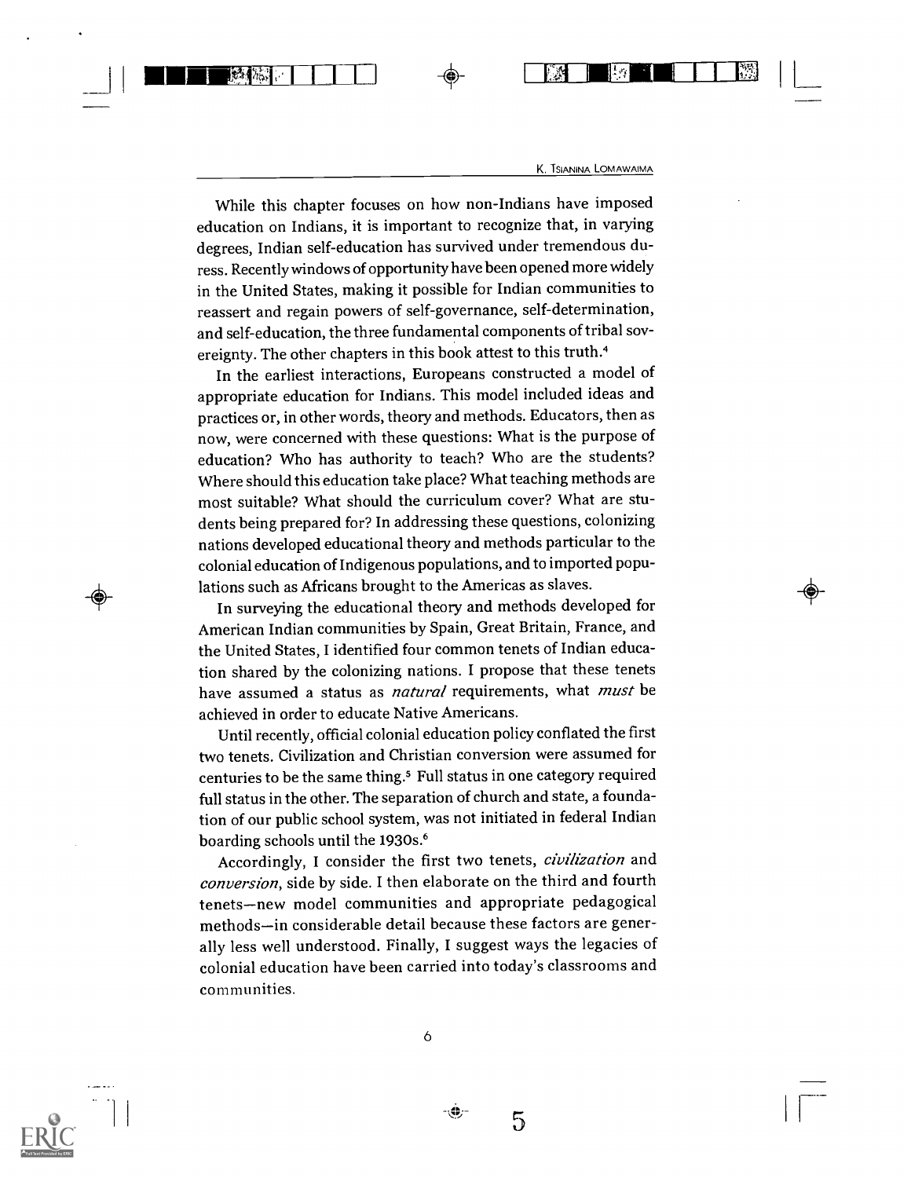While this chapter focuses on how non-Indians have imposed education on Indians, it is important to recognize that, in varying degrees, Indian self-education has survived under tremendous duress. Recently windows of opportunity have been opened more widely in the United States, making it possible for Indian communities to reassert and regain powers of self-governance, self-determination, and self-education, the three fundamental components of tribal sovereignty. The other chapters in this book attest to this truth.[4]

In the earliest interactions, Europeans constructed a model of appropriate education for Indians. This model included ideas and practices or, in other words, theory and methods. Educators, then as now, were concerned with these questions: What is the purpose of education? Who has authority to teach? Who are the students? Where should this education take place? What teaching methods are most suitable? What should the curriculum cover? What are students being prepared for? In addressing these questions, colonizing nations developed educational theory and methods particular to the colonial education of Indigenous populations, and to imported populations such as Africans brought to the Americas as slaves.

In surveying the educational theory and methods developed for American Indian communities by Spain, Great Britain, France, and the United States, I identified four common tenets of Indian education shared by the colonizing nations. I propose that these tenets have assumed a status as *natural* requirements, what *must* be achieved in order to educate Native Americans.

Until recently, official colonial education policy conflated the first two tenets. Civilization and Christian conversion were assumed for centuries to be the same thing.[5] Full status in one category required full status in the other. The separation of church and state, a foundation of our public school system, was not initiated in federal Indian boarding schools until the 1930s.[6]

Accordingly, I consider the first two tenets, *civilization* and *conversion*, side by side. I then elaborate on the third and fourth tenets—new model communities and appropriate pedagogical methods—in considerable detail because these factors are generally less well understood. Finally, I suggest ways the legacies of colonial education have been carried into today's classrooms and communities.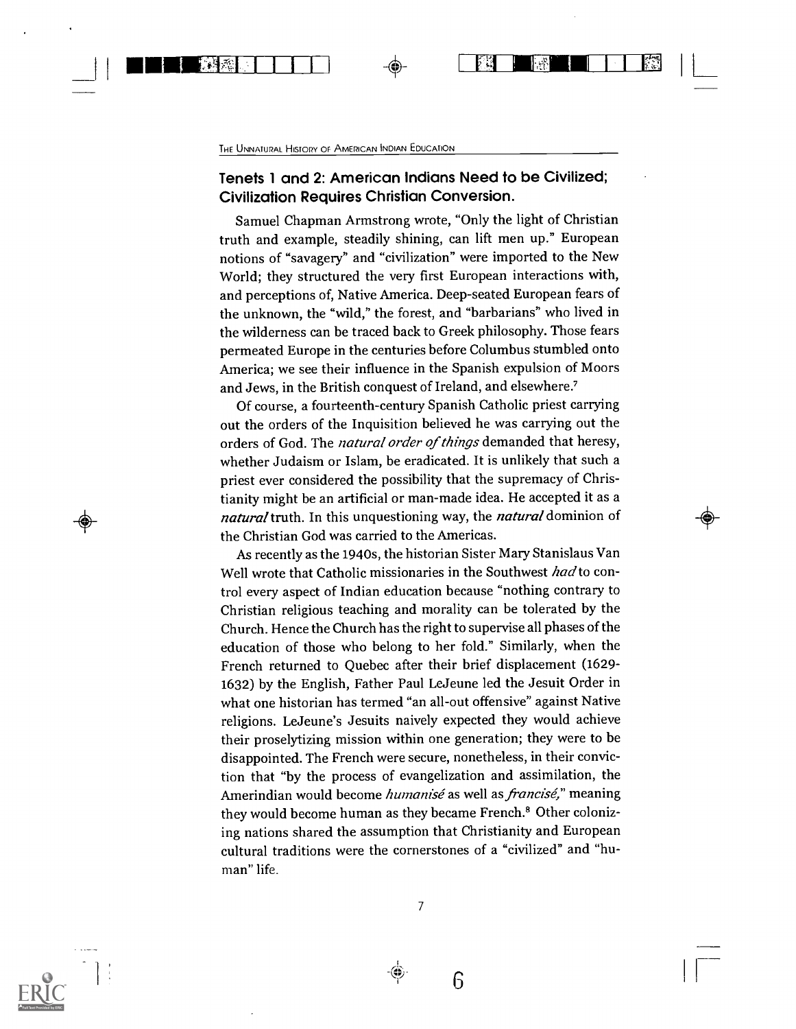## Tenets 1 and 2: American Indians Need to be Civilized; Civilization Requires Christian Conversion.

Samuel Chapman Armstrong wrote, "Only the light of Christian truth and example, steadily shining, can lift men up." European notions of "savagery" and "civilization" were imported to the New World; they structured the very first European interactions with, and perceptions of, Native America. Deep-seated European fears of the unknown, the "wild," the forest, and "barbarians" who lived in the wilderness can be traced back to Greek philosophy. Those fears permeated Europe in the centuries before Columbus stumbled onto America; we see their influence in the Spanish expulsion of Moors and Jews, in the British conquest of Ireland, and elsewhere.[7]

Of course, a fourteenth-century Spanish Catholic priest carrying out the orders of the Inquisition believed he was carrying out the orders of God. The *natural order of things* demanded that heresy, whether Judaism or Islam, be eradicated. It is unlikely that such a priest ever considered the possibility that the supremacy of Christianity might be an artificial or man-made idea. He accepted it as a *natural* truth. In this unquestioning way, the *natural* dominion of the Christian God was carried to the Americas.

As recently as the 1940s, the historian Sister Mary Stanislaus Van Well wrote that Catholic missionaries in the Southwest *had* to control every aspect of Indian education because "nothing contrary to Christian religious teaching and morality can be tolerated by the Church. Hence the Church has the right to supervise all phases of the education of those who belong to her fold." Similarly, when the French returned to Quebec after their brief displacement (1629-1632) by the English, Father Paul LeJeune led the Jesuit Order in what one historian has termed "an all-out offensive" against Native religions. LeJeune's Jesuits naively expected they would achieve their proselytizing mission within one generation; they were to be disappointed. The French were secure, nonetheless, in their conviction that "by the process of evangelization and assimilation, the Amerindian would become *humanisé* as well as *francisé*," meaning they would become human as they became French.[8] Other colonizing nations shared the assumption that Christianity and European cultural traditions were the cornerstones of a "civilized" and "human" life.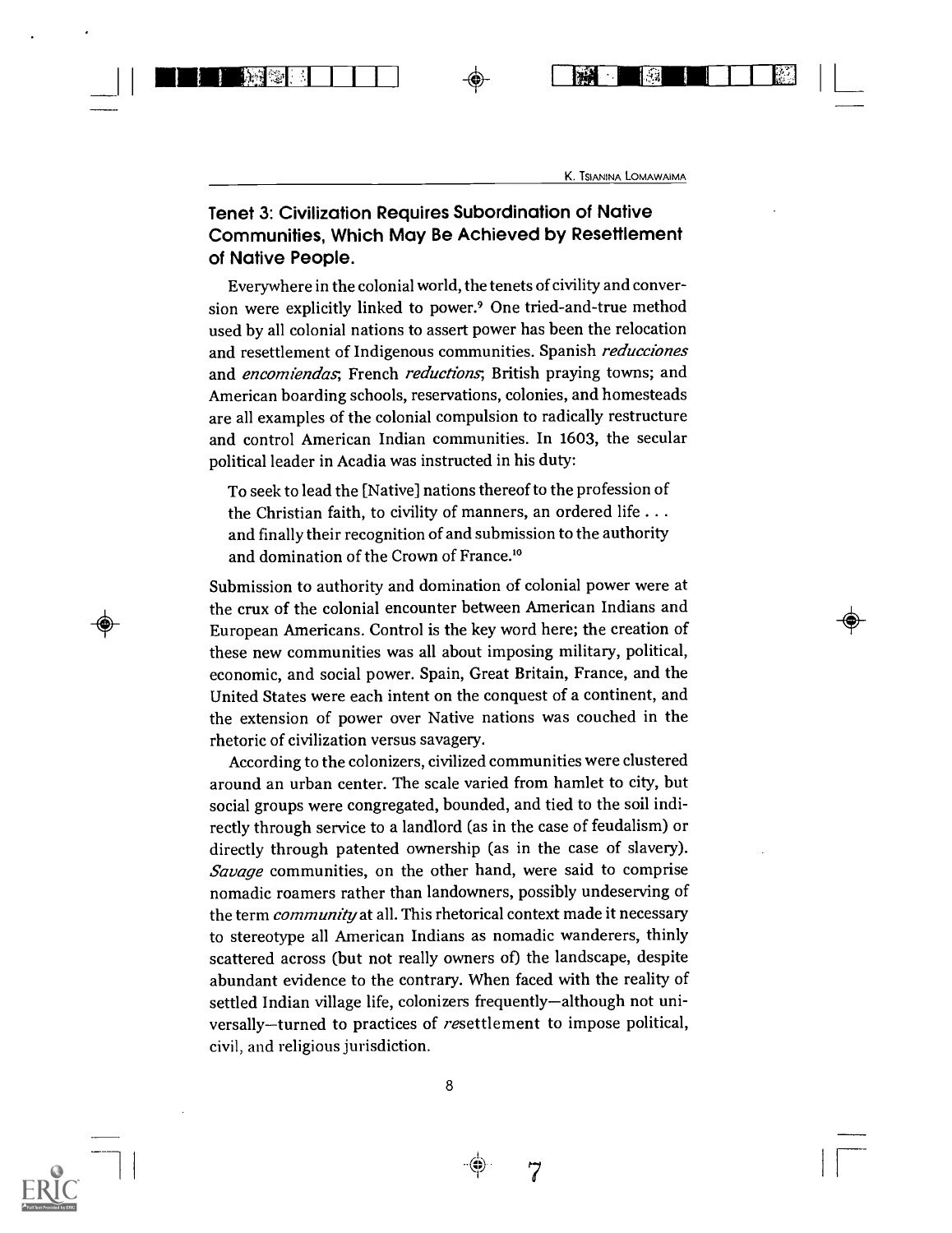### Tenet 3: Civilization Requires Subordination of Native Communities, Which May Be Achieved by Resettlement of Native People.

Everywhere in the colonial world, the tenets of civility and conversion were explicitly linked to power.[9] One tried-and-true method used by all colonial nations to assert power has been the relocation and resettlement of Indigenous communities. Spanish *reducciones* and *encomiendas*; French *reductions*; British praying towns; and American boarding schools, reservations, colonies, and homesteads are all examples of the colonial compulsion to radically restructure and control American Indian communities. In 1603, the secular political leader in Acadia was instructed in his duty:

> To seek to lead the [Native] nations thereof to the profession of the Christian faith, to civility of manners, an ordered life . . . and finally their recognition of and submission to the authority and domination of the Crown of France.[10]

Submission to authority and domination of colonial power were at the crux of the colonial encounter between American Indians and European Americans. Control is the key word here; the creation of these new communities was all about imposing military, political, economic, and social power. Spain, Great Britain, France, and the United States were each intent on the conquest of a continent, and the extension of power over Native nations was couched in the rhetoric of civilization versus savagery.

According to the colonizers, civilized communities were clustered around an urban center. The scale varied from hamlet to city, but social groups were congregated, bounded, and tied to the soil indirectly through service to a landlord (as in the case of feudalism) or directly through patented ownership (as in the case of slavery). *Savage* communities, on the other hand, were said to comprise nomadic roamers rather than landowners, possibly undeserving of the term *community* at all. This rhetorical context made it necessary to stereotype all American Indians as nomadic wanderers, thinly scattered across (but not really owners of) the landscape, despite abundant evidence to the contrary. When faced with the reality of settled Indian village life, colonizers frequently—although not universally—turned to practices of *re*settlement to impose political, civil, and religious jurisdiction.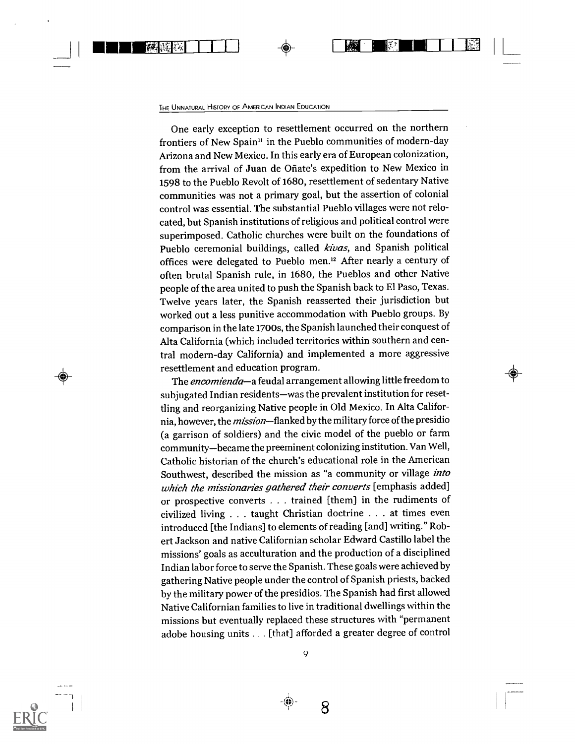One early exception to resettlement occurred on the northern frontiers of New Spain[11] in the Pueblo communities of modern-day Arizona and New Mexico. In this early era of European colonization, from the arrival of Juan de Oñate's expedition to New Mexico in 1598 to the Pueblo Revolt of 1680, resettlement of sedentary Native communities was not a primary goal, but the assertion of colonial control was essential. The substantial Pueblo villages were not relocated, but Spanish institutions of religious and political control were superimposed. Catholic churches were built on the foundations of Pueblo ceremonial buildings, called *kivas*, and Spanish political offices were delegated to Pueblo men.[12] After nearly a century of often brutal Spanish rule, in 1680, the Pueblos and other Native people of the area united to push the Spanish back to El Paso, Texas. Twelve years later, the Spanish reasserted their jurisdiction but worked out a less punitive accommodation with Pueblo groups. By comparison in the late 1700s, the Spanish launched their conquest of Alta California (which included territories within southern and central modern-day California) and implemented a more aggressive resettlement and education program.

The *encomienda*—a feudal arrangement allowing little freedom to subjugated Indian residents—was the prevalent institution for resettling and reorganizing Native people in Old Mexico. In Alta California, however, the *mission*—flanked by the military force of the presidio (a garrison of soldiers) and the civic model of the pueblo or farm community—became the preeminent colonizing institution. Van Well, Catholic historian of the church's educational role in the American Southwest, described the mission as "a community or village *into which the missionaries gathered their converts* [emphasis added] or prospective converts . . . trained [them] in the rudiments of civilized living . . . taught Christian doctrine . . . at times even introduced [the Indians] to elements of reading [and] writing." Robert Jackson and native Californian scholar Edward Castillo label the missions' goals as acculturation and the production of a disciplined Indian labor force to serve the Spanish. These goals were achieved by gathering Native people under the control of Spanish priests, backed by the military power of the presidios. The Spanish had first allowed Native Californian families to live in traditional dwellings within the missions but eventually replaced these structures with "permanent adobe housing units . . . [that] afforded a greater degree of control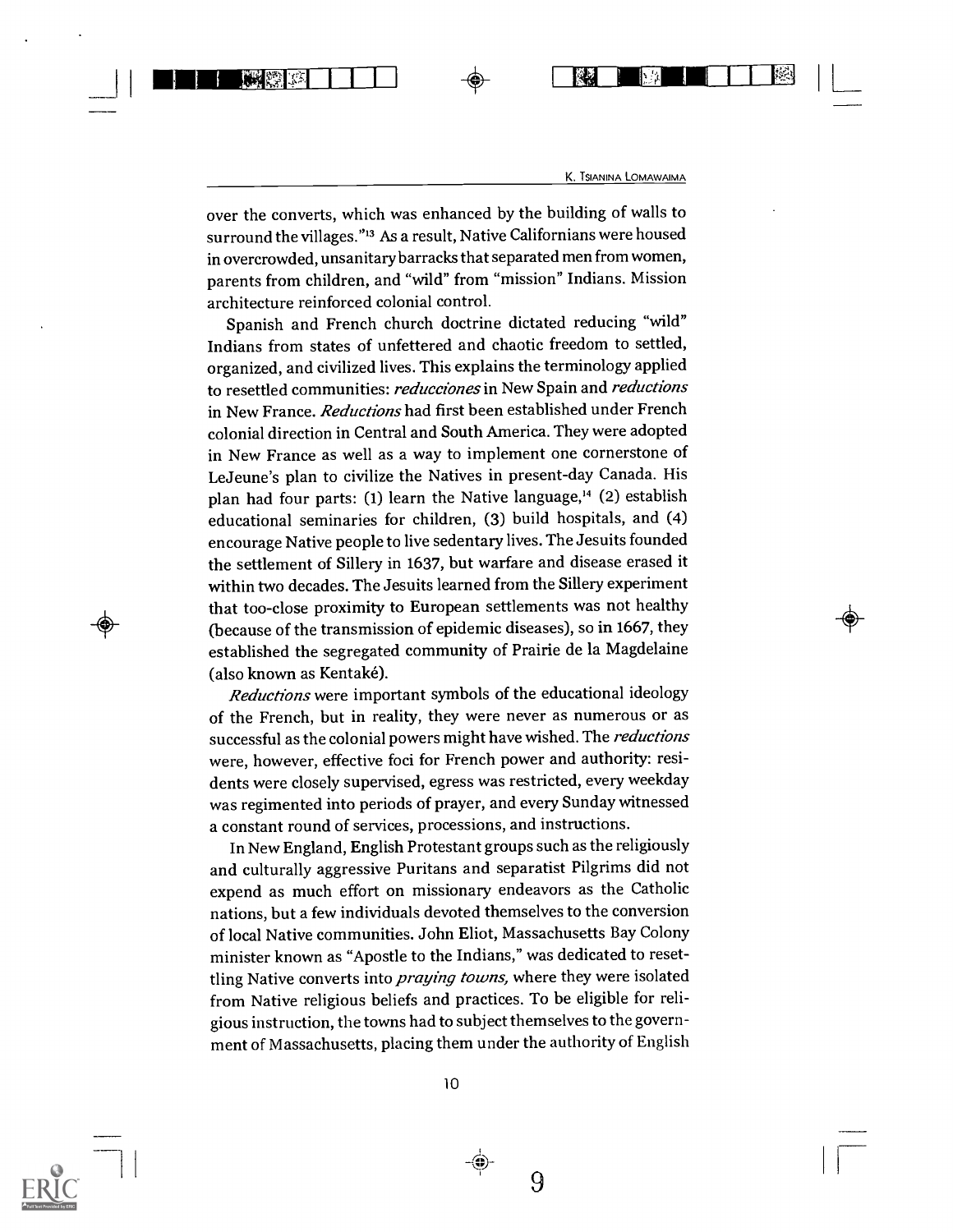over the converts, which was enhanced by the building of walls to surround the villages."[13] As a result, Native Californians were housed in overcrowded, unsanitary barracks that separated men from women, parents from children, and "wild" from "mission" Indians. Mission architecture reinforced colonial control.

Spanish and French church doctrine dictated reducing "wild" Indians from states of unfettered and chaotic freedom to settled, organized, and civilized lives. This explains the terminology applied to resettled communities: *reducciones* in New Spain and *reductions* in New France. *Reductions* had first been established under French colonial direction in Central and South America. They were adopted in New France as well as a way to implement one cornerstone of LeJeune's plan to civilize the Natives in present-day Canada. His plan had four parts: (1) learn the Native language,[14] (2) establish educational seminaries for children, (3) build hospitals, and (4) encourage Native people to live sedentary lives. The Jesuits founded the settlement of Sillery in 1637, but warfare and disease erased it within two decades. The Jesuits learned from the Sillery experiment that too-close proximity to European settlements was not healthy (because of the transmission of epidemic diseases), so in 1667, they established the segregated community of Prairie de la Magdelaine (also known as Kentaké).

*Reductions* were important symbols of the educational ideology of the French, but in reality, they were never as numerous or as successful as the colonial powers might have wished. The *reductions* were, however, effective foci for French power and authority: residents were closely supervised, egress was restricted, every weekday was regimented into periods of prayer, and every Sunday witnessed a constant round of services, processions, and instructions.

In New England, English Protestant groups such as the religiously and culturally aggressive Puritans and separatist Pilgrims did not expend as much effort on missionary endeavors as the Catholic nations, but a few individuals devoted themselves to the conversion of local Native communities. John Eliot, Massachusetts Bay Colony minister known as "Apostle to the Indians," was dedicated to resettling Native converts into *praying towns,* where they were isolated from Native religious beliefs and practices. To be eligible for religious instruction, the towns had to subject themselves to the government of Massachusetts, placing them under the authority of English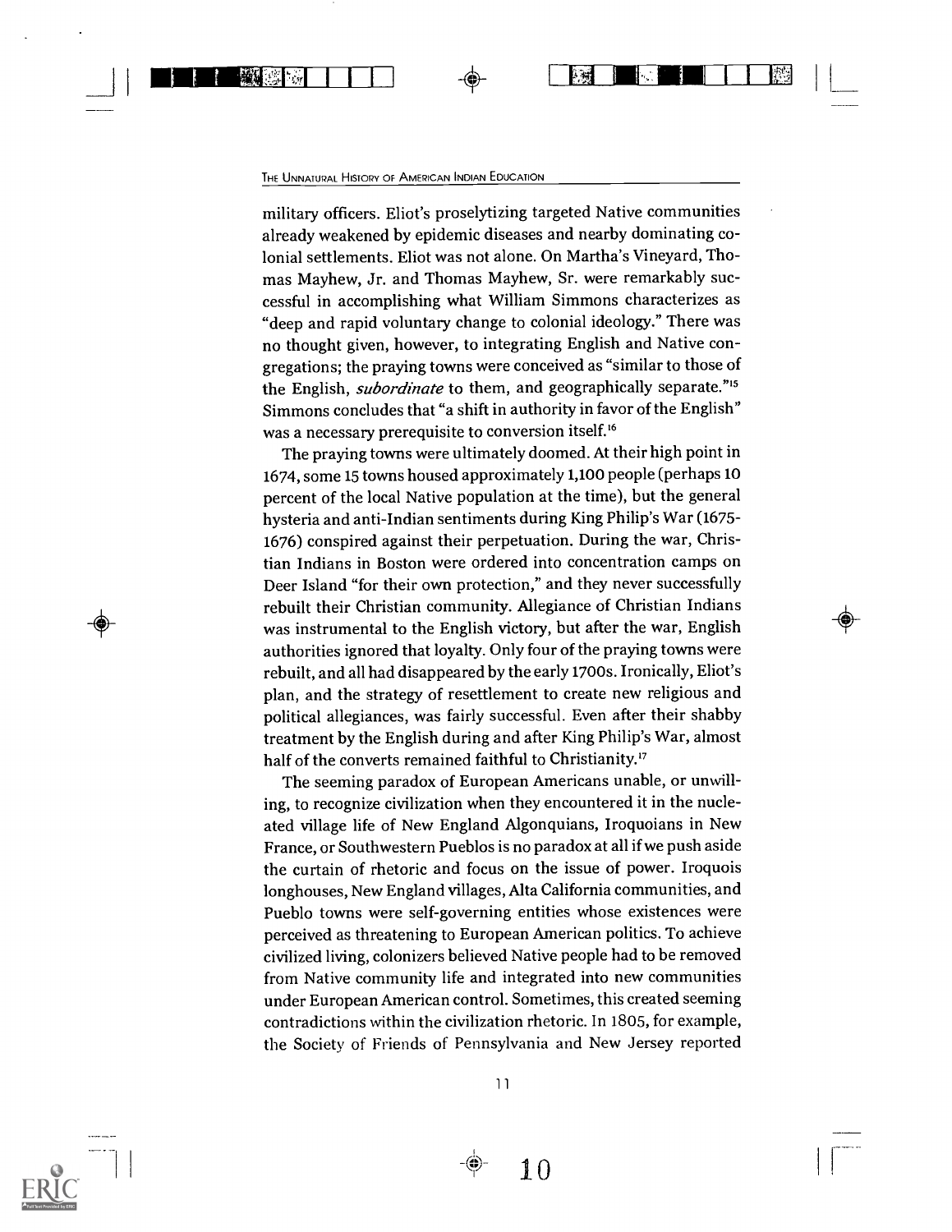military officers. Eliot's proselytizing targeted Native communities already weakened by epidemic diseases and nearby dominating colonial settlements. Eliot was not alone. On Martha's Vineyard, Thomas Mayhew, Jr. and Thomas Mayhew, Sr. were remarkably successful in accomplishing what William Simmons characterizes as "deep and rapid voluntary change to colonial ideology." There was no thought given, however, to integrating English and Native congregations; the praying towns were conceived as "similar to those of the English, *subordinate* to them, and geographically separate."[15] Simmons concludes that "a shift in authority in favor of the English" was a necessary prerequisite to conversion itself.[16]

The praying towns were ultimately doomed. At their high point in 1674, some 15 towns housed approximately 1,100 people (perhaps 10 percent of the local Native population at the time), but the general hysteria and anti-Indian sentiments during King Philip's War (1675-1676) conspired against their perpetuation. During the war, Christian Indians in Boston were ordered into concentration camps on Deer Island "for their own protection," and they never successfully rebuilt their Christian community. Allegiance of Christian Indians was instrumental to the English victory, but after the war, English authorities ignored that loyalty. Only four of the praying towns were rebuilt, and all had disappeared by the early 1700s. Ironically, Eliot's plan, and the strategy of resettlement to create new religious and political allegiances, was fairly successful. Even after their shabby treatment by the English during and after King Philip's War, almost half of the converts remained faithful to Christianity.[17]

The seeming paradox of European Americans unable, or unwilling, to recognize civilization when they encountered it in the nucleated village life of New England Algonquians, Iroquoians in New France, or Southwestern Pueblos is no paradox at all if we push aside the curtain of rhetoric and focus on the issue of power. Iroquois longhouses, New England villages, Alta California communities, and Pueblo towns were self-governing entities whose existences were perceived as threatening to European American politics. To achieve civilized living, colonizers believed Native people had to be removed from Native community life and integrated into new communities under European American control. Sometimes, this created seeming contradictions within the civilization rhetoric. In 1805, for example, the Society of Friends of Pennsylvania and New Jersey reported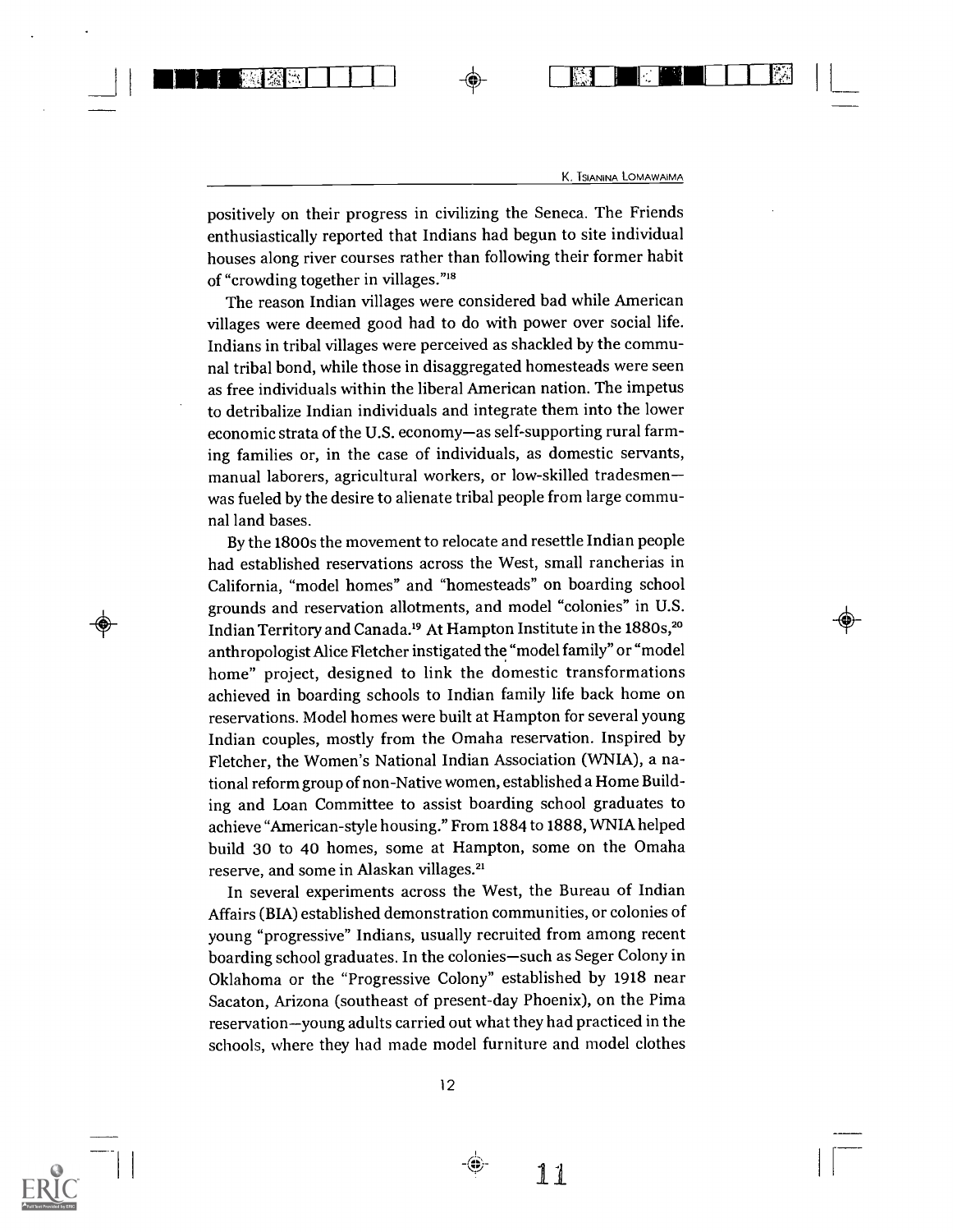positively on their progress in civilizing the Seneca. The Friends enthusiastically reported that Indians had begun to site individual houses along river courses rather than following their former habit of "crowding together in villages."[18]

The reason Indian villages were considered bad while American villages were deemed good had to do with power over social life. Indians in tribal villages were perceived as shackled by the communal tribal bond, while those in disaggregated homesteads were seen as free individuals within the liberal American nation. The impetus to detribalize Indian individuals and integrate them into the lower economic strata of the U.S. economy—as self-supporting rural farming families or, in the case of individuals, as domestic servants, manual laborers, agricultural workers, or low-skilled tradesmen—was fueled by the desire to alienate tribal people from large communal land bases.

By the 1800s the movement to relocate and resettle Indian people had established reservations across the West, small rancherias in California, "model homes" and "homesteads" on boarding school grounds and reservation allotments, and model "colonies" in U.S. Indian Territory and Canada.[19] At Hampton Institute in the 1880s,[20] anthropologist Alice Fletcher instigated the "model family" or "model home" project, designed to link the domestic transformations achieved in boarding schools to Indian family life back home on reservations. Model homes were built at Hampton for several young Indian couples, mostly from the Omaha reservation. Inspired by Fletcher, the Women's National Indian Association (WNIA), a national reform group of non-Native women, established a Home Building and Loan Committee to assist boarding school graduates to achieve "American-style housing." From 1884 to 1888, WNIA helped build 30 to 40 homes, some at Hampton, some on the Omaha reserve, and some in Alaskan villages.[21]

In several experiments across the West, the Bureau of Indian Affairs (BIA) established demonstration communities, or colonies of young "progressive" Indians, usually recruited from among recent boarding school graduates. In the colonies—such as Seger Colony in Oklahoma or the "Progressive Colony" established by 1918 near Sacaton, Arizona (southeast of present-day Phoenix), on the Pima reservation—young adults carried out what they had practiced in the schools, where they had made model furniture and model clothes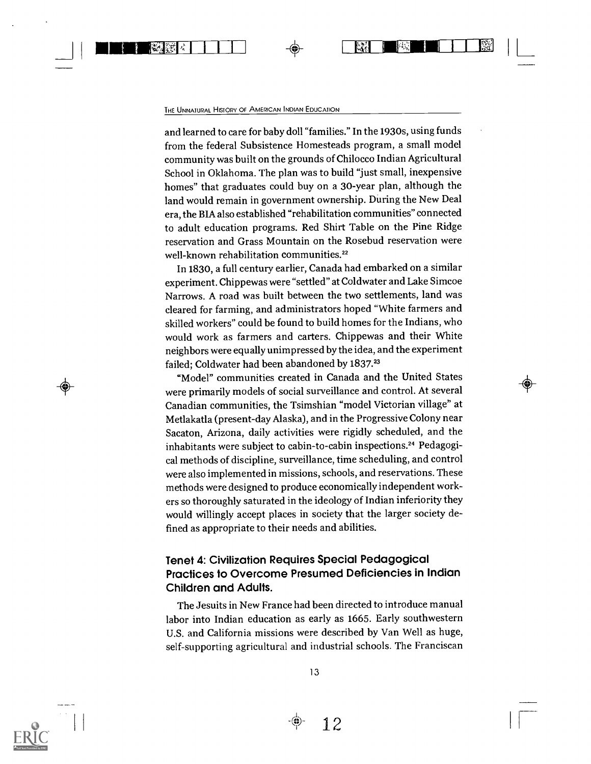and learned to care for baby doll "families." In the 1930s, using funds from the federal Subsistence Homesteads program, a small model community was built on the grounds of Chilocco Indian Agricultural School in Oklahoma. The plan was to build "just small, inexpensive homes" that graduates could buy on a 30-year plan, although the land would remain in government ownership. During the New Deal era, the BIA also established "rehabilitation communities" connected to adult education programs. Red Shirt Table on the Pine Ridge reservation and Grass Mountain on the Rosebud reservation were well-known rehabilitation communities.[22]

In 1830, a full century earlier, Canada had embarked on a similar experiment. Chippewas were "settled" at Coldwater and Lake Simcoe Narrows. A road was built between the two settlements, land was cleared for farming, and administrators hoped "White farmers and skilled workers" could be found to build homes for the Indians, who would work as farmers and carters. Chippewas and their White neighbors were equally unimpressed by the idea, and the experiment failed; Coldwater had been abandoned by 1837.[23]

"Model" communities created in Canada and the United States were primarily models of social surveillance and control. At several Canadian communities, the Tsimshian "model Victorian village" at Metlakatla (present-day Alaska), and in the Progressive Colony near Sacaton, Arizona, daily activities were rigidly scheduled, and the inhabitants were subject to cabin-to-cabin inspections.[24] Pedagogical methods of discipline, surveillance, time scheduling, and control were also implemented in missions, schools, and reservations. These methods were designed to produce economically independent workers so thoroughly saturated in the ideology of Indian inferiority they would willingly accept places in society that the larger society defined as appropriate to their needs and abilities.

### Tenet 4: Civilization Requires Special Pedagogical Practices to Overcome Presumed Deficiencies in Indian Children and Adults.

The Jesuits in New France had been directed to introduce manual labor into Indian education as early as 1665. Early southwestern U.S. and California missions were described by Van Well as huge, self-supporting agricultural and industrial schools. The Franciscan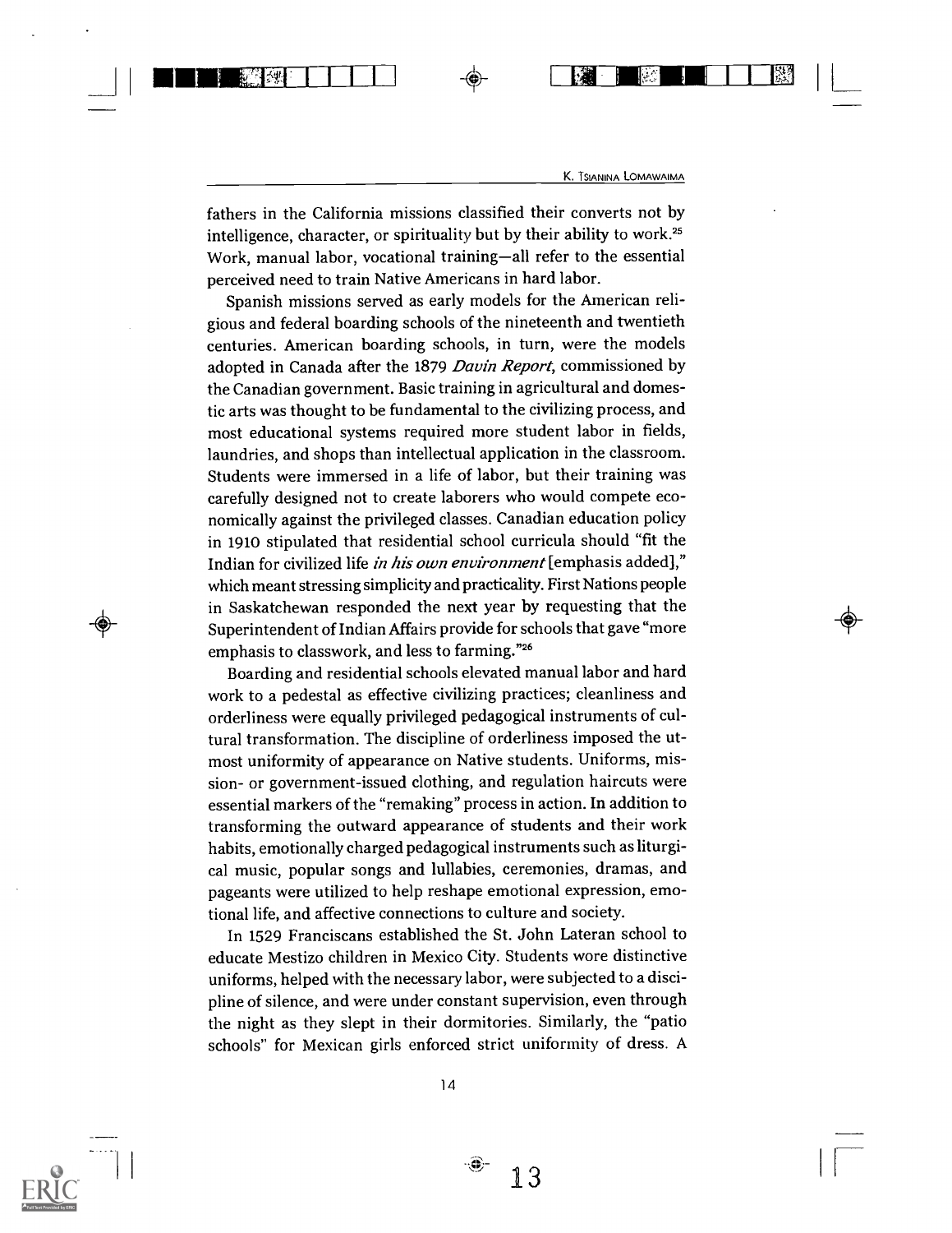fathers in the California missions classified their converts not by intelligence, character, or spirituality but by their ability to work.[25] Work, manual labor, vocational training—all refer to the essential perceived need to train Native Americans in hard labor.

Spanish missions served as early models for the American religious and federal boarding schools of the nineteenth and twentieth centuries. American boarding schools, in turn, were the models adopted in Canada after the 1879 *Davin Report*, commissioned by the Canadian government. Basic training in agricultural and domestic arts was thought to be fundamental to the civilizing process, and most educational systems required more student labor in fields, laundries, and shops than intellectual application in the classroom. Students were immersed in a life of labor, but their training was carefully designed not to create laborers who would compete economically against the privileged classes. Canadian education policy in 1910 stipulated that residential school curricula should "fit the Indian for civilized life *in his own environment* [emphasis added]," which meant stressing simplicity and practicality. First Nations people in Saskatchewan responded the next year by requesting that the Superintendent of Indian Affairs provide for schools that gave "more emphasis to classwork, and less to farming."[26]

Boarding and residential schools elevated manual labor and hard work to a pedestal as effective civilizing practices; cleanliness and orderliness were equally privileged pedagogical instruments of cultural transformation. The discipline of orderliness imposed the utmost uniformity of appearance on Native students. Uniforms, mission- or government-issued clothing, and regulation haircuts were essential markers of the "remaking" process in action. In addition to transforming the outward appearance of students and their work habits, emotionally charged pedagogical instruments such as liturgical music, popular songs and lullabies, ceremonies, dramas, and pageants were utilized to help reshape emotional expression, emotional life, and affective connections to culture and society.

In 1529 Franciscans established the St. John Lateran school to educate Mestizo children in Mexico City. Students wore distinctive uniforms, helped with the necessary labor, were subjected to a discipline of silence, and were under constant supervision, even through the night as they slept in their dormitories. Similarly, the "patio schools" for Mexican girls enforced strict uniformity of dress. A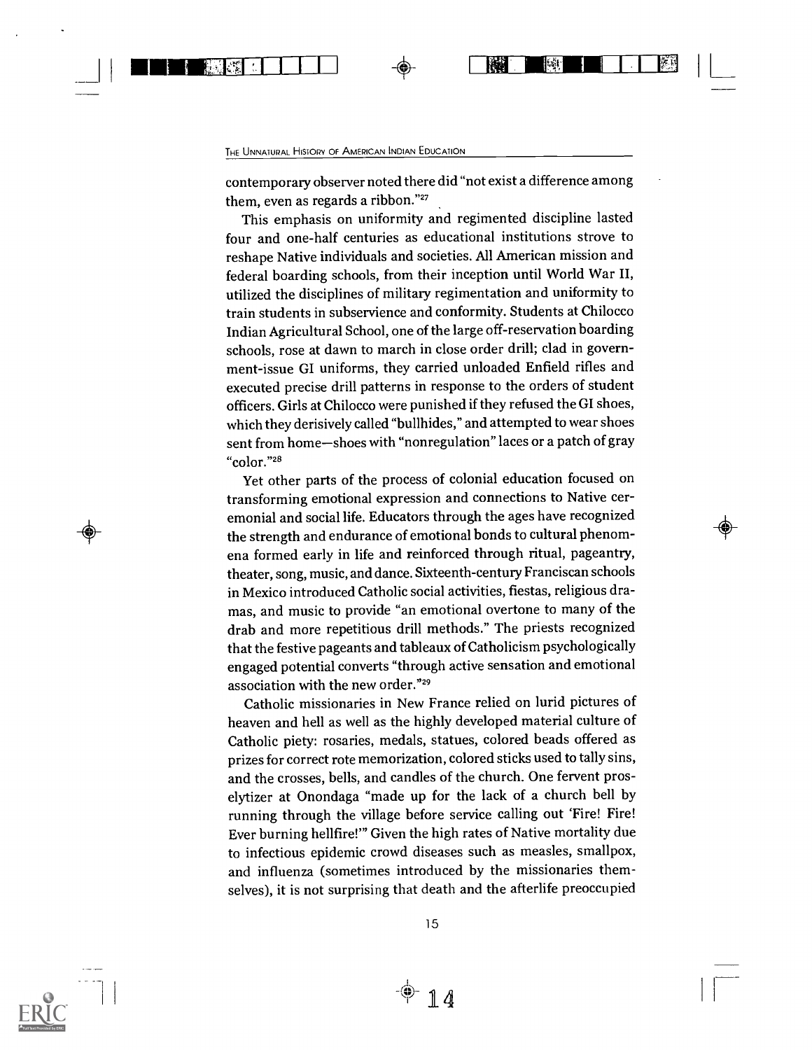contemporary observer noted there did "not exist a difference among them, even as regards a ribbon."[27]

This emphasis on uniformity and regimented discipline lasted four and one-half centuries as educational institutions strove to reshape Native individuals and societies. All American mission and federal boarding schools, from their inception until World War II, utilized the disciplines of military regimentation and uniformity to train students in subservience and conformity. Students at Chilocco Indian Agricultural School, one of the large off-reservation boarding schools, rose at dawn to march in close order drill; clad in government-issue GI uniforms, they carried unloaded Enfield rifles and executed precise drill patterns in response to the orders of student officers. Girls at Chilocco were punished if they refused the GI shoes, which they derisively called "bullhides," and attempted to wear shoes sent from home—shoes with "nonregulation" laces or a patch of gray "color."[28]

Yet other parts of the process of colonial education focused on transforming emotional expression and connections to Native ceremonial and social life. Educators through the ages have recognized the strength and endurance of emotional bonds to cultural phenomena formed early in life and reinforced through ritual, pageantry, theater, song, music, and dance. Sixteenth-century Franciscan schools in Mexico introduced Catholic social activities, fiestas, religious dramas, and music to provide "an emotional overtone to many of the drab and more repetitious drill methods." The priests recognized that the festive pageants and tableaux of Catholicism psychologically engaged potential converts "through active sensation and emotional association with the new order."[29]

Catholic missionaries in New France relied on lurid pictures of heaven and hell as well as the highly developed material culture of Catholic piety: rosaries, medals, statues, colored beads offered as prizes for correct rote memorization, colored sticks used to tally sins, and the crosses, bells, and candles of the church. One fervent proselytizer at Onondaga "made up for the lack of a church bell by running through the village before service calling out 'Fire! Fire! Ever burning hellfire!'" Given the high rates of Native mortality due to infectious epidemic crowd diseases such as measles, smallpox, and influenza (sometimes introduced by the missionaries themselves), it is not surprising that death and the afterlife preoccupied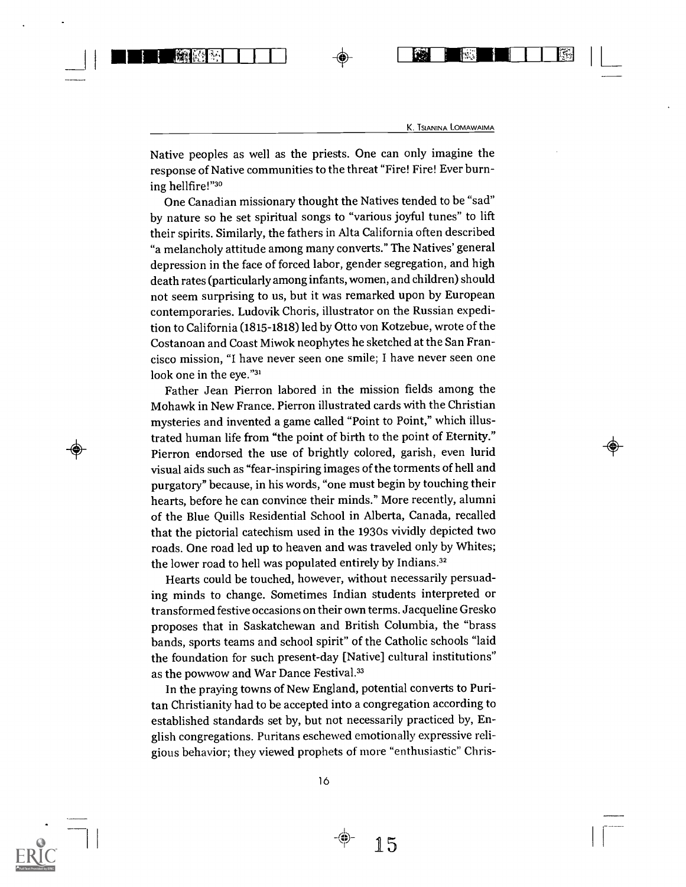Native peoples as well as the priests. One can only imagine the response of Native communities to the threat "Fire! Fire! Ever burning hellfire!"[30]

One Canadian missionary thought the Natives tended to be "sad" by nature so he set spiritual songs to "various joyful tunes" to lift their spirits. Similarly, the fathers in Alta California often described "a melancholy attitude among many converts." The Natives' general depression in the face of forced labor, gender segregation, and high death rates (particularly among infants, women, and children) should not seem surprising to us, but it was remarked upon by European contemporaries. Ludovik Choris, illustrator on the Russian expedition to California (1815-1818) led by Otto von Kotzebue, wrote of the Costanoan and Coast Miwok neophytes he sketched at the San Francisco mission, "I have never seen one smile; I have never seen one look one in the eye."[31]

Father Jean Pierron labored in the mission fields among the Mohawk in New France. Pierron illustrated cards with the Christian mysteries and invented a game called "Point to Point," which illustrated human life from "the point of birth to the point of Eternity." Pierron endorsed the use of brightly colored, garish, even lurid visual aids such as "fear-inspiring images of the torments of hell and purgatory" because, in his words, "one must begin by touching their hearts, before he can convince their minds." More recently, alumni of the Blue Quills Residential School in Alberta, Canada, recalled that the pictorial catechism used in the 1930s vividly depicted two roads. One road led up to heaven and was traveled only by Whites; the lower road to hell was populated entirely by Indians.[32]

Hearts could be touched, however, without necessarily persuading minds to change. Sometimes Indian students interpreted or transformed festive occasions on their own terms. Jacqueline Gresko proposes that in Saskatchewan and British Columbia, the "brass bands, sports teams and school spirit" of the Catholic schools "laid the foundation for such present-day [Native] cultural institutions" as the powwow and War Dance Festival.[33]

In the praying towns of New England, potential converts to Puritan Christianity had to be accepted into a congregation according to established standards set by, but not necessarily practiced by, English congregations. Puritans eschewed emotionally expressive religious behavior; they viewed prophets of more "enthusiastic" Chris-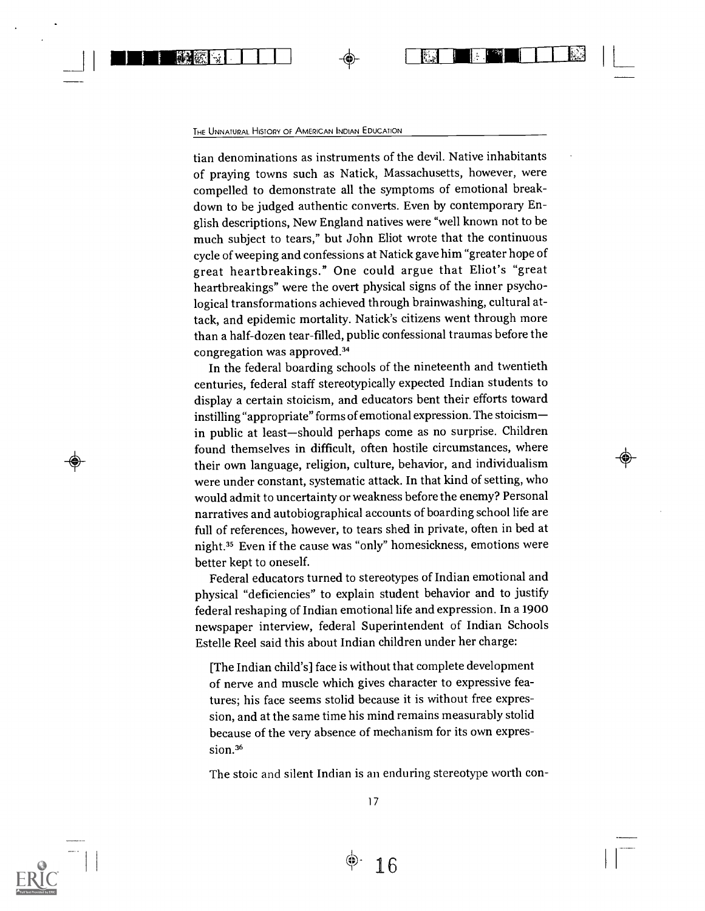tian denominations as instruments of the devil. Native inhabitants of praying towns such as Natick, Massachusetts, however, were compelled to demonstrate all the symptoms of emotional breakdown to be judged authentic converts. Even by contemporary English descriptions, New England natives were "well known not to be much subject to tears," but John Eliot wrote that the continuous cycle of weeping and confessions at Natick gave him "greater hope of great heartbreakings." One could argue that Eliot's "great heartbreakings" were the overt physical signs of the inner psychological transformations achieved through brainwashing, cultural attack, and epidemic mortality. Natick's citizens went through more than a half-dozen tear-filled, public confessional traumas before the congregation was approved.[34]

In the federal boarding schools of the nineteenth and twentieth centuries, federal staff stereotypically expected Indian students to display a certain stoicism, and educators bent their efforts toward instilling "appropriate" forms of emotional expression. The stoicism—in public at least—should perhaps come as no surprise. Children found themselves in difficult, often hostile circumstances, where their own language, religion, culture, behavior, and individualism were under constant, systematic attack. In that kind of setting, who would admit to uncertainty or weakness before the enemy? Personal narratives and autobiographical accounts of boarding school life are full of references, however, to tears shed in private, often in bed at night.[35] Even if the cause was "only" homesickness, emotions were better kept to oneself.

Federal educators turned to stereotypes of Indian emotional and physical "deficiencies" to explain student behavior and to justify federal reshaping of Indian emotional life and expression. In a 1900 newspaper interview, federal Superintendent of Indian Schools Estelle Reel said this about Indian children under her charge:

> [The Indian child's] face is without that complete development of nerve and muscle which gives character to expressive features; his face seems stolid because it is without free expression, and at the same time his mind remains measurably stolid because of the very absence of mechanism for its own expression.[36]

The stoic and silent Indian is an enduring stereotype worth con-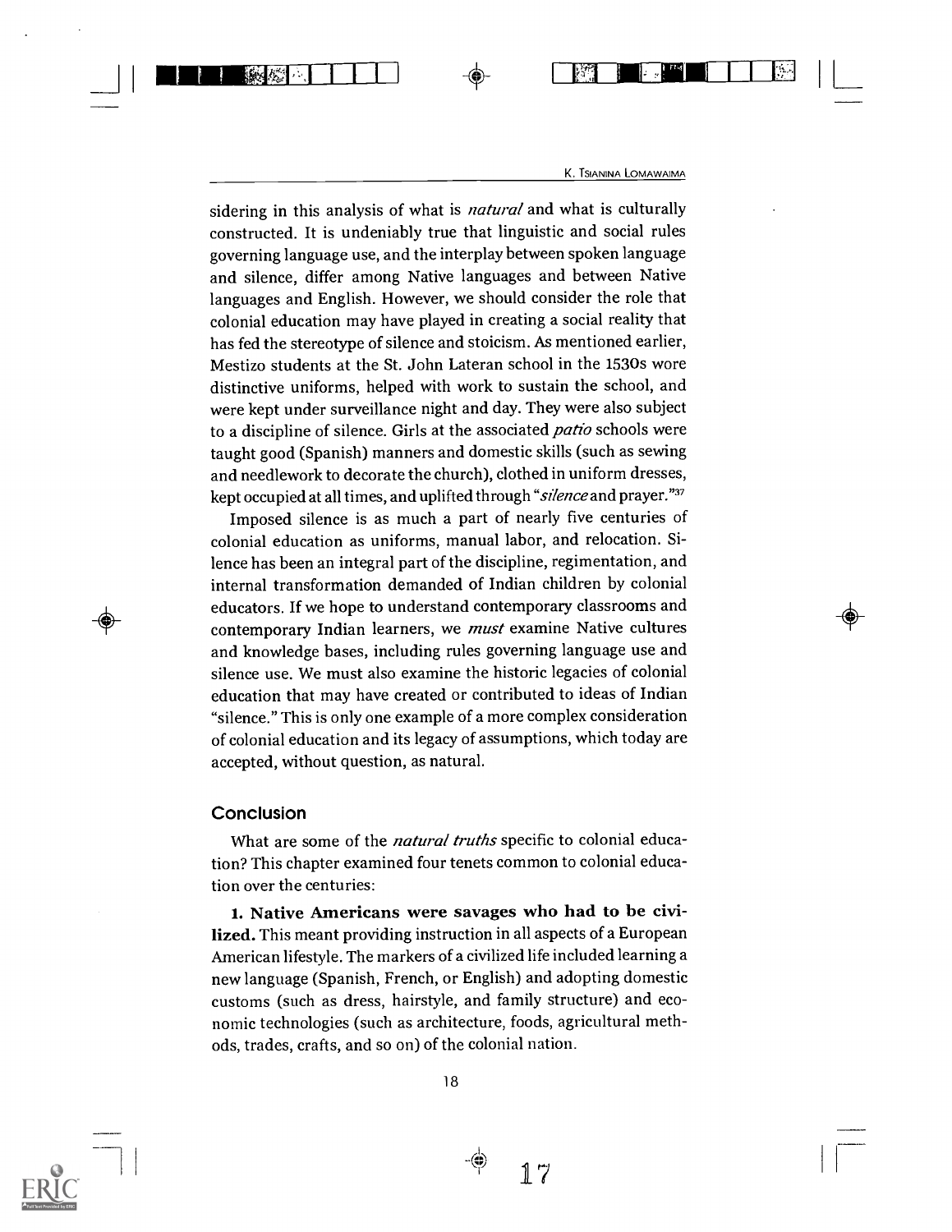sidering in this analysis of what is *natural* and what is culturally constructed. It is undeniably true that linguistic and social rules governing language use, and the interplay between spoken language and silence, differ among Native languages and between Native languages and English. However, we should consider the role that colonial education may have played in creating a social reality that has fed the stereotype of silence and stoicism. As mentioned earlier, Mestizo students at the St. John Lateran school in the 1530s wore distinctive uniforms, helped with work to sustain the school, and were kept under surveillance night and day. They were also subject to a discipline of silence. Girls at the associated *patio* schools were taught good (Spanish) manners and domestic skills (such as sewing and needlework to decorate the church), clothed in uniform dresses, kept occupied at all times, and uplifted through "*silence* and prayer."[37]

Imposed silence is as much a part of nearly five centuries of colonial education as uniforms, manual labor, and relocation. Silence has been an integral part of the discipline, regimentation, and internal transformation demanded of Indian children by colonial educators. If we hope to understand contemporary classrooms and contemporary Indian learners, we *must* examine Native cultures and knowledge bases, including rules governing language use and silence use. We must also examine the historic legacies of colonial education that may have created or contributed to ideas of Indian "silence." This is only one example of a more complex consideration of colonial education and its legacy of assumptions, which today are accepted, without question, as natural.

## Conclusion

What are some of the *natural truths* specific to colonial education? This chapter examined four tenets common to colonial education over the centuries:

**1. Native Americans were savages who had to be civilized.** This meant providing instruction in all aspects of a European American lifestyle. The markers of a civilized life included learning a new language (Spanish, French, or English) and adopting domestic customs (such as dress, hairstyle, and family structure) and economic technologies (such as architecture, foods, agricultural methods, trades, crafts, and so on) of the colonial nation.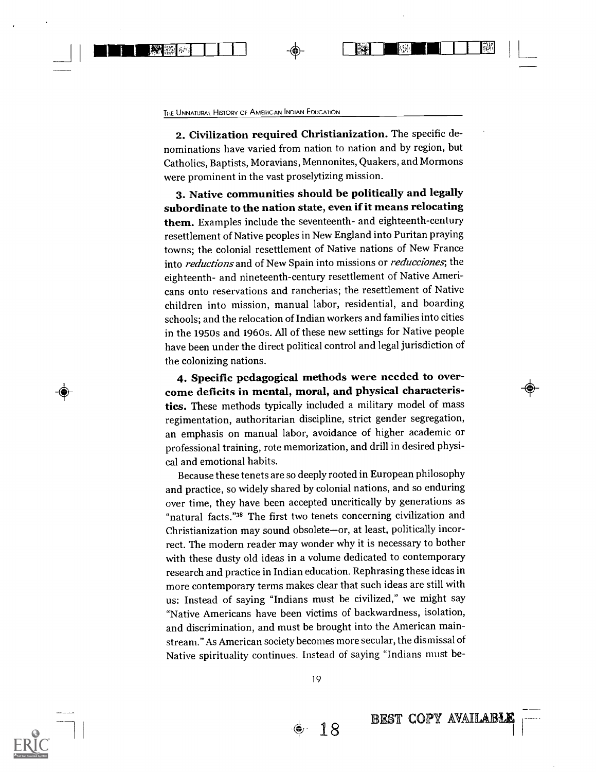**2. Civilization required Christianization.** The specific denominations have varied from nation to nation and by region, but Catholics, Baptists, Moravians, Mennonites, Quakers, and Mormons were prominent in the vast proselytizing mission.

**3. Native communities should be politically and legally subordinate to the nation state, even if it means relocating them.** Examples include the seventeenth- and eighteenth-century resettlement of Native peoples in New England into Puritan praying towns; the colonial resettlement of Native nations of New France into *reductions* and of New Spain into missions or *reducciones*; the eighteenth- and nineteenth-century resettlement of Native Americans onto reservations and rancherias; the resettlement of Native children into mission, manual labor, residential, and boarding schools; and the relocation of Indian workers and families into cities in the 1950s and 1960s. All of these new settings for Native people have been under the direct political control and legal jurisdiction of the colonizing nations.

**4. Specific pedagogical methods were needed to overcome deficits in mental, moral, and physical characteristics.** These methods typically included a military model of mass regimentation, authoritarian discipline, strict gender segregation, an emphasis on manual labor, avoidance of higher academic or professional training, rote memorization, and drill in desired physical and emotional habits.

Because these tenets are so deeply rooted in European philosophy and practice, so widely shared by colonial nations, and so enduring over time, they have been accepted uncritically by generations as "natural facts."[38] The first two tenets concerning civilization and Christianization may sound obsolete—or, at least, politically incorrect. The modern reader may wonder why it is necessary to bother with these dusty old ideas in a volume dedicated to contemporary research and practice in Indian education. Rephrasing these ideas in more contemporary terms makes clear that such ideas are still with us: Instead of saying "Indians must be civilized," we might say "Native Americans have been victims of backwardness, isolation, and discrimination, and must be brought into the American mainstream." As American society becomes more secular, the dismissal of Native spirituality continues. Instead of saying "Indians must be-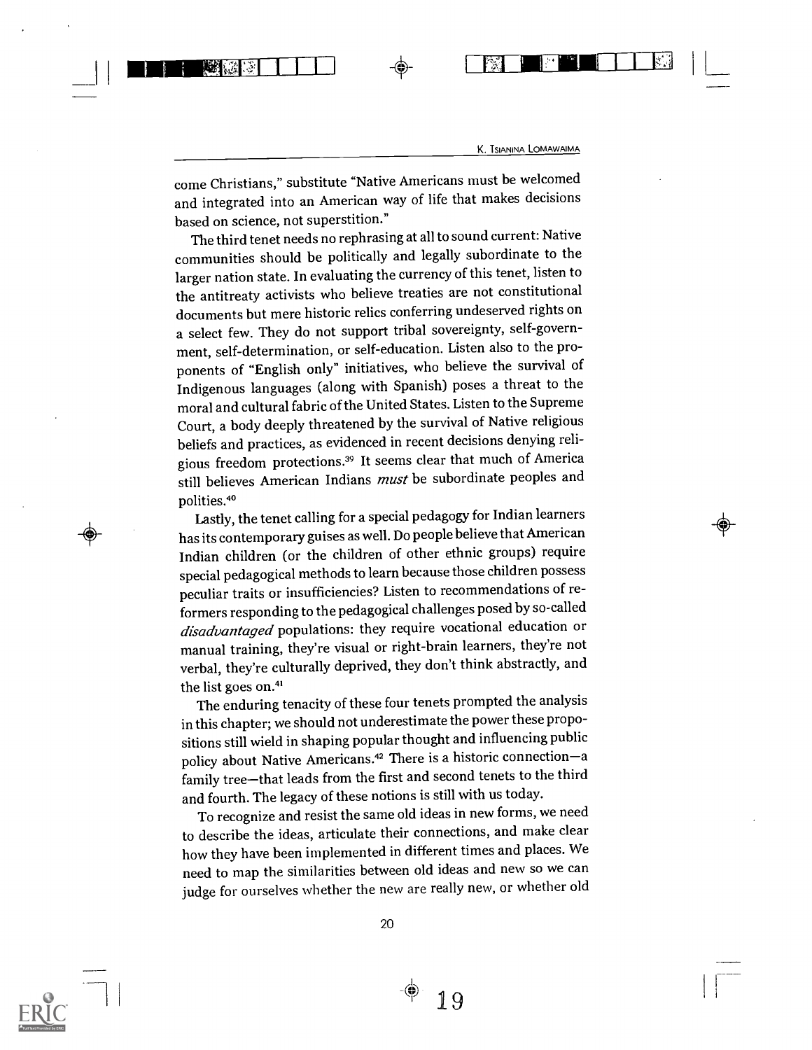come Christians," substitute "Native Americans must be welcomed and integrated into an American way of life that makes decisions based on science, not superstition."

The third tenet needs no rephrasing at all to sound current: Native communities should be politically and legally subordinate to the larger nation state. In evaluating the currency of this tenet, listen to the antitreaty activists who believe treaties are not constitutional documents but mere historic relics conferring undeserved rights on a select few. They do not support tribal sovereignty, self-government, self-determination, or self-education. Listen also to the proponents of "English only" initiatives, who believe the survival of Indigenous languages (along with Spanish) poses a threat to the moral and cultural fabric of the United States. Listen to the Supreme Court, a body deeply threatened by the survival of Native religious beliefs and practices, as evidenced in recent decisions denying religious freedom protections.[39] It seems clear that much of America still believes American Indians *must* be subordinate peoples and polities.[40]

Lastly, the tenet calling for a special pedagogy for Indian learners has its contemporary guises as well. Do people believe that American Indian children (or the children of other ethnic groups) require special pedagogical methods to learn because those children possess peculiar traits or insufficiencies? Listen to recommendations of reformers responding to the pedagogical challenges posed by so-called *disadvantaged* populations: they require vocational education or manual training, they're visual or right-brain learners, they're not verbal, they're culturally deprived, they don't think abstractly, and the list goes on.[41]

The enduring tenacity of these four tenets prompted the analysis in this chapter; we should not underestimate the power these propositions still wield in shaping popular thought and influencing public policy about Native Americans.[42] There is a historic connection—a family tree—that leads from the first and second tenets to the third and fourth. The legacy of these notions is still with us today.

To recognize and resist the same old ideas in new forms, we need to describe the ideas, articulate their connections, and make clear how they have been implemented in different times and places. We need to map the similarities between old ideas and new so we can judge for ourselves whether the new are really new, or whether old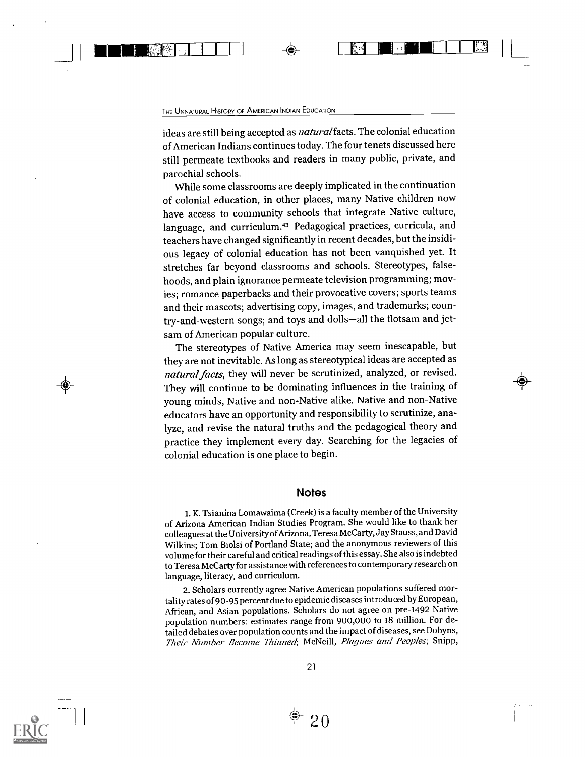ideas are still being accepted as *natural* facts. The colonial education of American Indians continues today. The four tenets discussed here still permeate textbooks and readers in many public, private, and parochial schools.

While some classrooms are deeply implicated in the continuation of colonial education, in other places, many Native children now have access to community schools that integrate Native culture, language, and curriculum.[43] Pedagogical practices, curricula, and teachers have changed significantly in recent decades, but the insidious legacy of colonial education has not been vanquished yet. It stretches far beyond classrooms and schools. Stereotypes, falsehoods, and plain ignorance permeate television programming; movies; romance paperbacks and their provocative covers; sports teams and their mascots; advertising copy, images, and trademarks; country-and-western songs; and toys and dolls—all the flotsam and jetsam of American popular culture.

The stereotypes of Native America may seem inescapable, but they are not inevitable. As long as stereotypical ideas are accepted as *natural facts*, they will never be scrutinized, analyzed, or revised. They will continue to be dominating influences in the training of young minds, Native and non-Native alike. Native and non-Native educators have an opportunity and responsibility to scrutinize, analyze, and revise the natural truths and the pedagogical theory and practice they implement every day. Searching for the legacies of colonial education is one place to begin.

## Notes

1. K. Tsianina Lomawaima (Creek) is a faculty member of the University of Arizona American Indian Studies Program. She would like to thank her colleagues at the University of Arizona, Teresa McCarty, Jay Stauss, and David Wilkins; Tom Biolsi of Portland State; and the anonymous reviewers of this volume for their careful and critical readings of this essay. She also is indebted to Teresa McCarty for assistance with references to contemporary research on language, literacy, and curriculum.

2. Scholars currently agree Native American populations suffered mortality rates of 90-95 percent due to epidemic diseases introduced by European, African, and Asian populations. Scholars do not agree on pre-1492 Native population numbers: estimates range from 900,000 to 18 million. For detailed debates over population counts and the impact of diseases, see Dobyns, *Their Number Become Thinned*; McNeill, *Plagues and Peoples*; Snipp,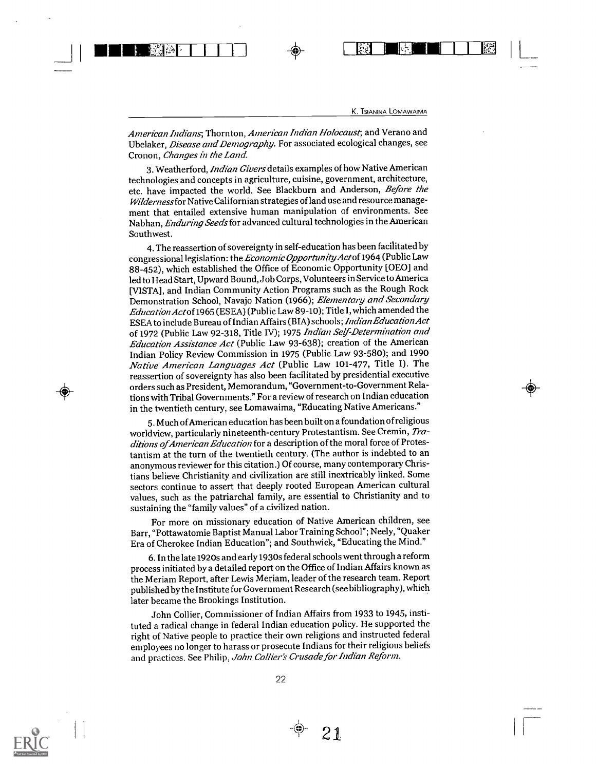*American Indians*; Thornton, *American Indian Holocaust*; and Verano and Ubelaker, *Disease and Demography*. For associated ecological changes, see Cronon, *Changes in the Land*.

3. Weatherford, *Indian Givers* details examples of how Native American technologies and concepts in agriculture, cuisine, government, architecture, etc. have impacted the world. See Blackburn and Anderson, *Before the Wilderness* for Native Californian strategies of land use and resource management that entailed extensive human manipulation of environments. See Nabhan, *Enduring Seeds* for advanced cultural technologies in the American Southwest.

4. The reassertion of sovereignty in self-education has been facilitated by congressional legislation: the *Economic Opportunity Act* of 1964 (Public Law 88-452), which established the Office of Economic Opportunity [OEO] and led to Head Start, Upward Bound, Job Corps, Volunteers in Service to America [VISTA], and Indian Community Action Programs such as the Rough Rock Demonstration School, Navajo Nation (1966); *Elementary and Secondary Education Act* of 1965 (ESEA) (Public Law 89-10); Title I, which amended the ESEA to include Bureau of Indian Affairs (BIA) schools; *Indian Education Act* of 1972 (Public Law 92-318, Title IV); 1975 *Indian Self-Determination and Education Assistance Act* (Public Law 93-638); creation of the American Indian Policy Review Commission in 1975 (Public Law 93-580); and 1990 *Native American Languages Act* (Public Law 101-477, Title I). The reassertion of sovereignty has also been facilitated by presidential executive orders such as President, Memorandum, "Government-to-Government Relations with Tribal Governments." For a review of research on Indian education in the twentieth century, see Lomawaima, "Educating Native Americans."

5. Much of American education has been built on a foundation of religious worldview, particularly nineteenth-century Protestantism. See Cremin, *Traditions of American Education* for a description of the moral force of Protestantism at the turn of the twentieth century. (The author is indebted to an anonymous reviewer for this citation.) Of course, many contemporary Christians believe Christianity and civilization are still inextricably linked. Some sectors continue to assert that deeply rooted European American cultural values, such as the patriarchal family, are essential to Christianity and to sustaining the "family values" of a civilized nation.

For more on missionary education of Native American children, see Barr, "Pottawatomie Baptist Manual Labor Training School"; Neely, "Quaker Era of Cherokee Indian Education"; and Southwick, "Educating the Mind."

6. In the late 1920s and early 1930s federal schools went through a reform process initiated by a detailed report on the Office of Indian Affairs known as the Meriam Report, after Lewis Meriam, leader of the research team. Report published by the Institute for Government Research (see bibliography), which later became the Brookings Institution.

John Collier, Commissioner of Indian Affairs from 1933 to 1945, instituted a radical change in federal Indian education policy. He supported the right of Native people to practice their own religions and instructed federal employees no longer to harass or prosecute Indians for their religious beliefs and practices. See Philip, *John Collier's Crusade for Indian Reform*.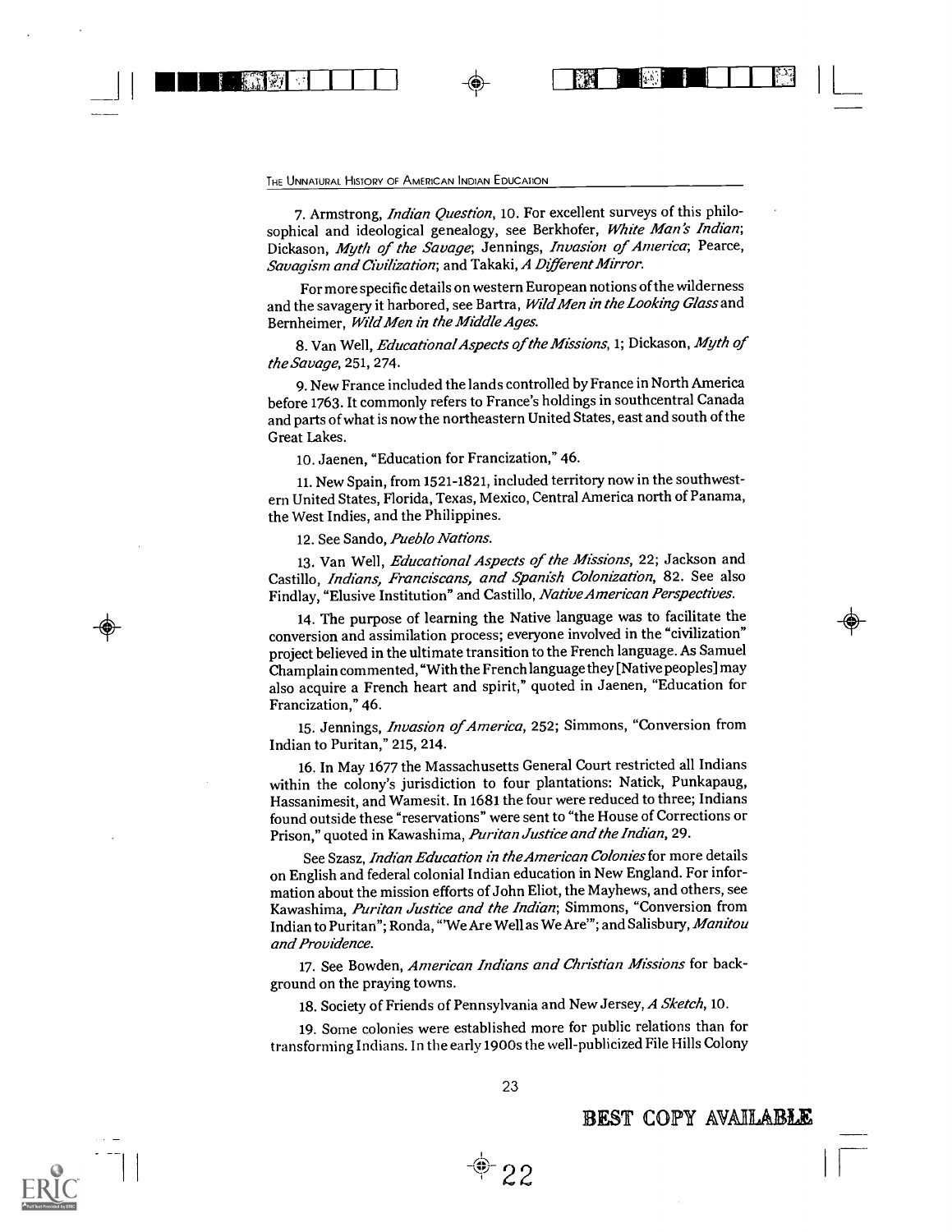7. Armstrong, *Indian Question*, 10. For excellent surveys of this philosophical and ideological genealogy, see Berkhofer, *White Man's Indian*; Dickason, *Myth of the Savage*; Jennings, *Invasion of America*; Pearce, *Savagism and Civilization*; and Takaki, *A Different Mirror*.

For more specific details on western European notions of the wilderness and the savagery it harbored, see Bartra, *Wild Men in the Looking Glass* and Bernheimer, *Wild Men in the Middle Ages*.

8. Van Well, *Educational Aspects of the Missions*, 1; Dickason, *Myth of the Savage*, 251, 274.

9. New France included the lands controlled by France in North America before 1763. It commonly refers to France's holdings in southcentral Canada and parts of what is now the northeastern United States, east and south of the Great Lakes.

10. Jaenen, "Education for Francization," 46.

11. New Spain, from 1521-1821, included territory now in the southwestern United States, Florida, Texas, Mexico, Central America north of Panama, the West Indies, and the Philippines.

12. See Sando, *Pueblo Nations*.

13. Van Well, *Educational Aspects of the Missions*, 22; Jackson and Castillo, *Indians, Franciscans, and Spanish Colonization*, 82. See also Findlay, "Elusive Institution" and Castillo, *Native American Perspectives*.

14. The purpose of learning the Native language was to facilitate the conversion and assimilation process; everyone involved in the "civilization" project believed in the ultimate transition to the French language. As Samuel Champlain commented, "With the French language they [Native peoples] may also acquire a French heart and spirit," quoted in Jaenen, "Education for Francization," 46.

15. Jennings, *Invasion of America*, 252; Simmons, "Conversion from Indian to Puritan," 215, 214.

16. In May 1677 the Massachusetts General Court restricted all Indians within the colony's jurisdiction to four plantations: Natick, Punkapaug, Hassanimesit, and Wamesit. In 1681 the four were reduced to three; Indians found outside these "reservations" were sent to "the House of Corrections or Prison," quoted in Kawashima, *Puritan Justice and the Indian*, 29.

See Szasz, *Indian Education in the American Colonies* for more details on English and federal colonial Indian education in New England. For information about the mission efforts of John Eliot, the Mayhews, and others, see Kawashima, *Puritan Justice and the Indian*; Simmons, "Conversion from Indian to Puritan"; Ronda, "'We Are Well as We Are'"; and Salisbury, *Manitou and Providence*.

17. See Bowden, *American Indians and Christian Missions* for background on the praying towns.

18. Society of Friends of Pennsylvania and New Jersey, *A Sketch*, 10.

19. Some colonies were established more for public relations than for transforming Indians. In the early 1900s the well-publicized File Hills Colony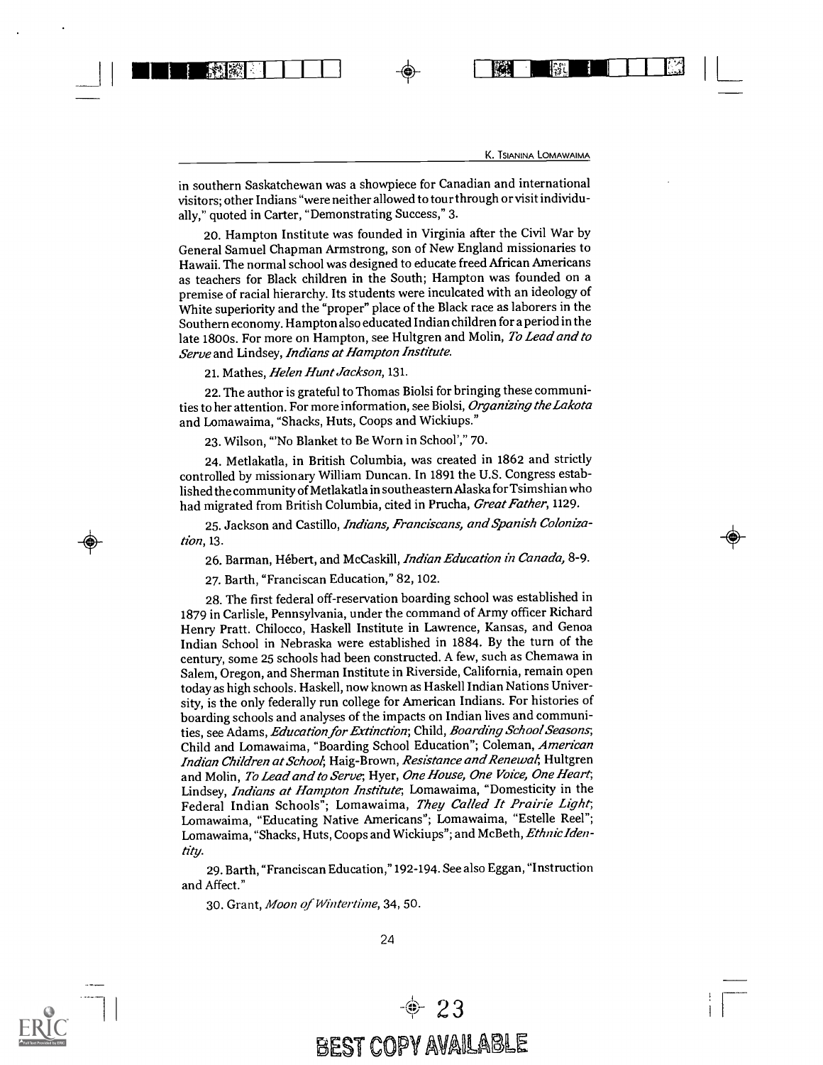in southern Saskatchewan was a showpiece for Canadian and international visitors; other Indians "were neither allowed to tour through or visit individually," quoted in Carter, "Demonstrating Success," 3.

20. Hampton Institute was founded in Virginia after the Civil War by General Samuel Chapman Armstrong, son of New England missionaries to Hawaii. The normal school was designed to educate freed African Americans as teachers for Black children in the South; Hampton was founded on a premise of racial hierarchy. Its students were inculcated with an ideology of White superiority and the "proper" place of the Black race as laborers in the Southern economy. Hampton also educated Indian children for a period in the late 1800s. For more on Hampton, see Hultgren and Molin, *To Lead and to Serve* and Lindsey, *Indians at Hampton Institute*.

21. Mathes, *Helen Hunt Jackson*, 131.

22. The author is grateful to Thomas Biolsi for bringing these communities to her attention. For more information, see Biolsi, *Organizing the Lakota* and Lomawaima, "Shacks, Huts, Coops and Wickiups."

23. Wilson, "'No Blanket to Be Worn in School'," 70.

24. Metlakatla, in British Columbia, was created in 1862 and strictly controlled by missionary William Duncan. In 1891 the U.S. Congress established the community of Metlakatla in southeastern Alaska for Tsimshian who had migrated from British Columbia, cited in Prucha, *Great Father*, 1129.

25. Jackson and Castillo, *Indians, Franciscans, and Spanish Colonization*, 13.

26. Barman, Hébert, and McCaskill, *Indian Education in Canada*, 8-9.

27. Barth, "Franciscan Education," 82, 102.

28. The first federal off-reservation boarding school was established in 1879 in Carlisle, Pennsylvania, under the command of Army officer Richard Henry Pratt. Chilocco, Haskell Institute in Lawrence, Kansas, and Genoa Indian School in Nebraska were established in 1884. By the turn of the century, some 25 schools had been constructed. A few, such as Chemawa in Salem, Oregon, and Sherman Institute in Riverside, California, remain open today as high schools. Haskell, now known as Haskell Indian Nations University, is the only federally run college for American Indians. For histories of boarding schools and analyses of the impacts on Indian lives and communities, see Adams, *Education for Extinction*; Child, *Boarding School Seasons*; Child and Lomawaima, "Boarding School Education"; Coleman, *American Indian Children at School*; Haig-Brown, *Resistance and Renewal*; Hultgren and Molin, *To Lead and to Serve*; Hyer, *One House, One Voice, One Heart*; Lindsey, *Indians at Hampton Institute*; Lomawaima, "Domesticity in the Federal Indian Schools"; Lomawaima, *They Called It Prairie Light*; Lomawaima, "Educating Native Americans"; Lomawaima, "Estelle Reel"; Lomawaima, "Shacks, Huts, Coops and Wickiups"; and McBeth, *Ethnic Identity*.

29. Barth, "Franciscan Education," 192-194. See also Eggan, "Instruction and Affect."

30. Grant, *Moon of Wintertime*, 34, 50.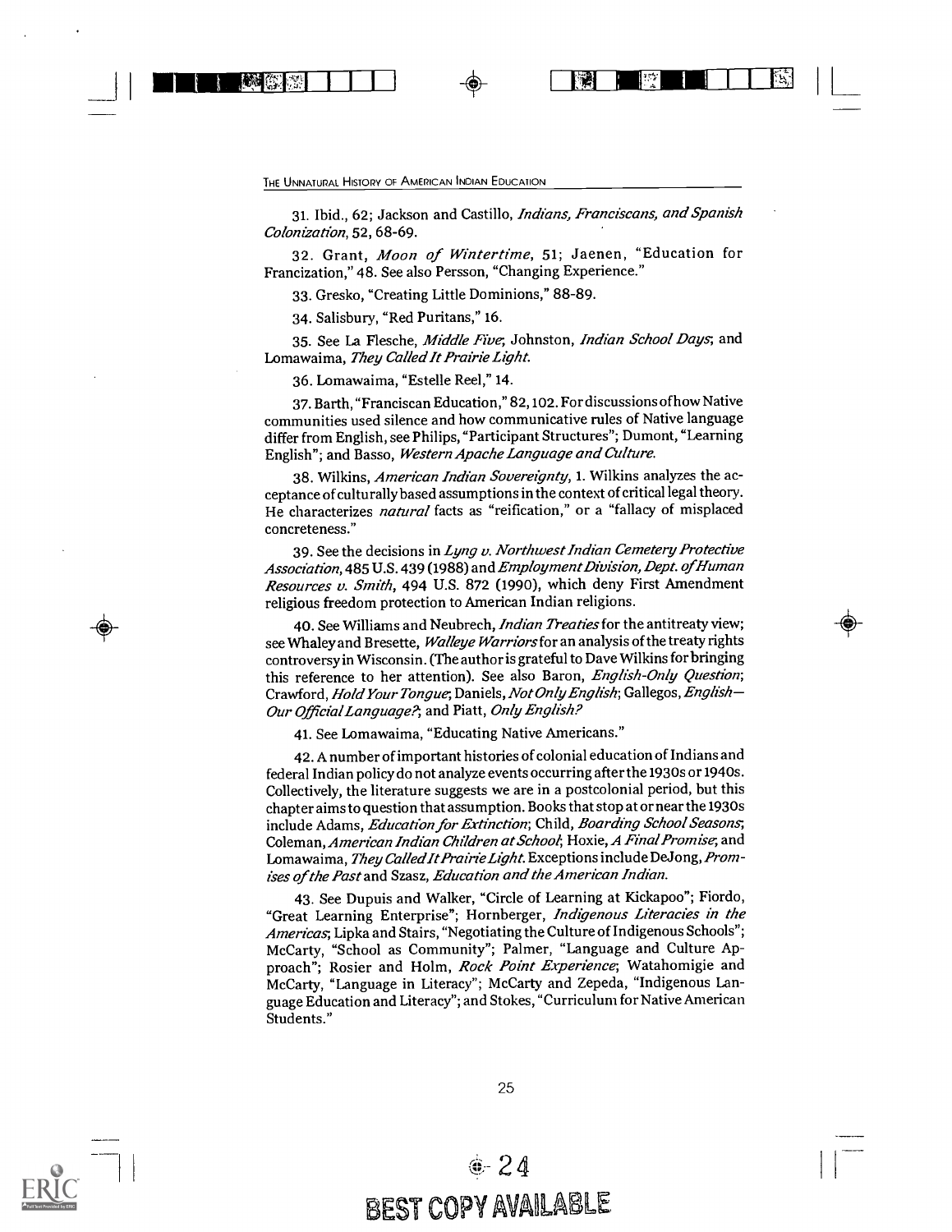31. Ibid., 62; Jackson and Castillo, *Indians, Franciscans, and Spanish Colonization*, 52, 68-69.

32. Grant, *Moon of Wintertime*, 51; Jaenen, "Education for Francization," 48. See also Persson, "Changing Experience."

33. Gresko, "Creating Little Dominions," 88-89.

34. Salisbury, "Red Puritans," 16.

35. See La Flesche, *Middle Five*; Johnston, *Indian School Days*; and Lomawaima, *They Called It Prairie Light*.

36. Lomawaima, "Estelle Reel," 14.

37. Barth, "Franciscan Education," 82, 102. For discussions of how Native communities used silence and how communicative rules of Native language differ from English, see Philips, "Participant Structures"; Dumont, "Learning English"; and Basso, *Western Apache Language and Culture*.

38. Wilkins, *American Indian Sovereignty*, 1. Wilkins analyzes the acceptance of culturally based assumptions in the context of critical legal theory. He characterizes *natural* facts as "reification," or a "fallacy of misplaced concreteness."

39. See the decisions in *Lyng v. Northwest Indian Cemetery Protective Association*, 485 U.S. 439 (1988) and *Employment Division, Dept. of Human Resources v. Smith*, 494 U.S. 872 (1990), which deny First Amendment religious freedom protection to American Indian religions.

40. See Williams and Neubrech, *Indian Treaties* for the antitreaty view; see Whaley and Bresette, *Walleye Warriors* for an analysis of the treaty rights controversy in Wisconsin. (The author is grateful to Dave Wilkins for bringing this reference to her attention). See also Baron, *English-Only Question*; Crawford, *Hold Your Tongue*; Daniels, *Not Only English*; Gallegos, *English—Our Official Language?*; and Piatt, *Only English?*

41. See Lomawaima, "Educating Native Americans."

42. A number of important histories of colonial education of Indians and federal Indian policy do not analyze events occurring after the 1930s or 1940s. Collectively, the literature suggests we are in a postcolonial period, but this chapter aims to question that assumption. Books that stop at or near the 1930s include Adams, *Education for Extinction*; Child, *Boarding School Seasons*; Coleman, *American Indian Children at School*; Hoxie, *A Final Promise*; and Lomawaima, *They Called It Prairie Light*. Exceptions include DeJong, *Promises of the Past* and Szasz, *Education and the American Indian*.

43. See Dupuis and Walker, "Circle of Learning at Kickapoo"; Fiordo, "Great Learning Enterprise"; Hornberger, *Indigenous Literacies in the Americas*; Lipka and Stairs, "Negotiating the Culture of Indigenous Schools"; McCarty, "School as Community"; Palmer, "Language and Culture Approach"; Rosier and Holm, *Rock Point Experience*; Watahomigie and McCarty, "Language in Literacy"; McCarty and Zepeda, "Indigenous Language Education and Literacy"; and Stokes, "Curriculum for Native American Students."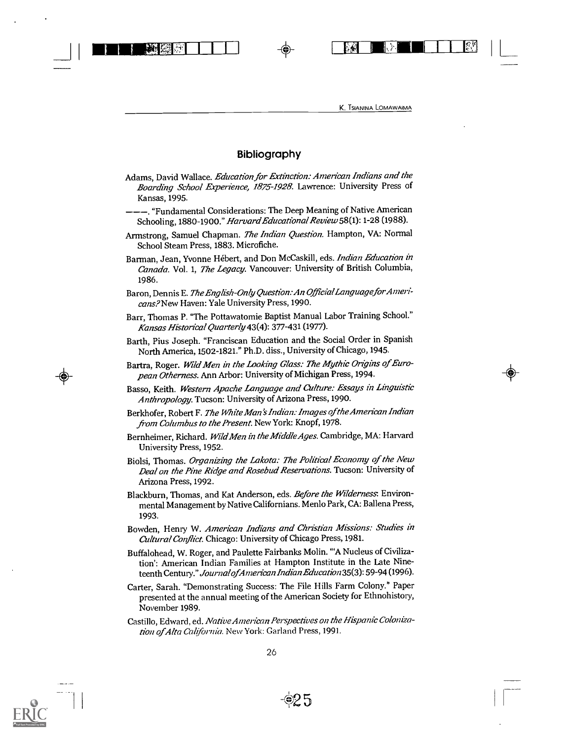## Bibliography

Adams, David Wallace. *Education for Extinction: American Indians and the Boarding School Experience, 1875-1928*. Lawrence: University Press of Kansas, 1995.

———. "Fundamental Considerations: The Deep Meaning of Native American Schooling, 1880-1900." *Harvard Educational Review* 58(1): 1-28 (1988).

Armstrong, Samuel Chapman. *The Indian Question*. Hampton, VA: Normal School Steam Press, 1883. Microfiche.

Barman, Jean, Yvonne Hébert, and Don McCaskill, eds. *Indian Education in Canada*. Vol. 1, *The Legacy*. Vancouver: University of British Columbia, 1986.

Baron, Dennis E. *The English-Only Question: An Official Language for Americans?* New Haven: Yale University Press, 1990.

Barr, Thomas P. "The Pottawatomie Baptist Manual Labor Training School." *Kansas Historical Quarterly* 43(4): 377-431 (1977).

Barth, Pius Joseph. "Franciscan Education and the Social Order in Spanish North America, 1502-1821." Ph.D. diss., University of Chicago, 1945.

Bartra, Roger. *Wild Men in the Looking Glass: The Mythic Origins of European Otherness*. Ann Arbor: University of Michigan Press, 1994.

Basso, Keith. *Western Apache Language and Culture: Essays in Linguistic Anthropology*. Tucson: University of Arizona Press, 1990.

Berkhofer, Robert F. *The White Man's Indian: Images of the American Indian from Columbus to the Present*. New York: Knopf, 1978.

Bernheimer, Richard. *Wild Men in the Middle Ages*. Cambridge, MA: Harvard University Press, 1952.

Biolsi, Thomas. *Organizing the Lakota: The Political Economy of the New Deal on the Pine Ridge and Rosebud Reservations*. Tucson: University of Arizona Press, 1992.

Blackburn, Thomas, and Kat Anderson, eds. *Before the Wilderness*: Environmental Management by Native Californians. Menlo Park, CA: Ballena Press, 1993.

Bowden, Henry W. *American Indians and Christian Missions: Studies in Cultural Conflict*. Chicago: University of Chicago Press, 1981.

Buffalohead, W. Roger, and Paulette Fairbanks Molin. "'A Nucleus of Civilization': American Indian Families at Hampton Institute in the Late Nineteenth Century." *Journal of American Indian Education* 35(3): 59-94 (1996).

Carter, Sarah. "Demonstrating Success: The File Hills Farm Colony." Paper presented at the annual meeting of the American Society for Ethnohistory, November 1989.

Castillo, Edward, ed. *Native American Perspectives on the Hispanic Colonization of Alta California*. New York: Garland Press, 1991.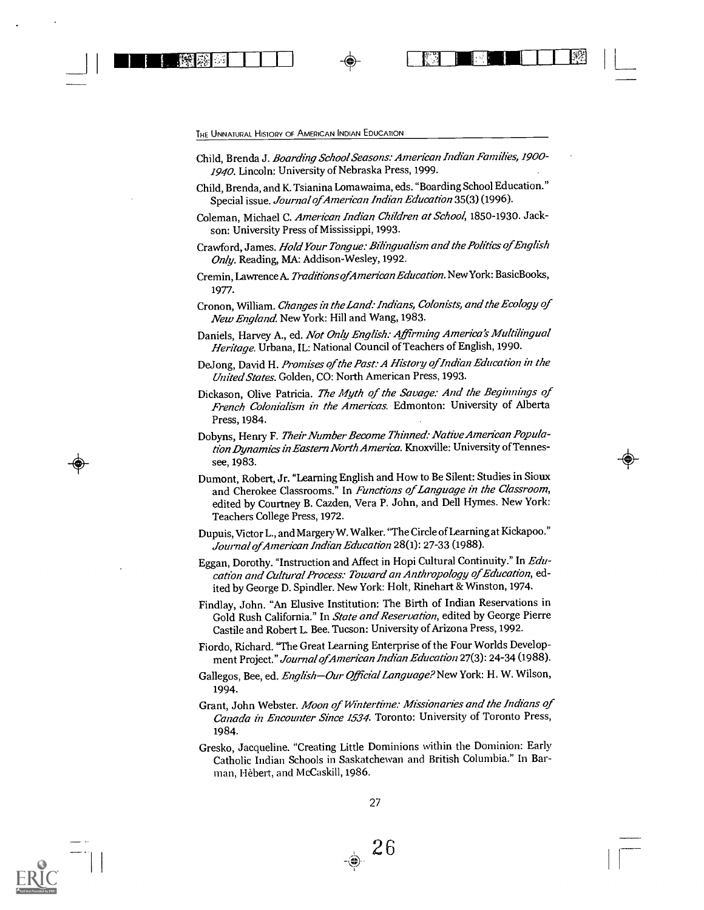Child, Brenda J. *Boarding School Seasons: American Indian Families, 1900-1940*. Lincoln: University of Nebraska Press, 1999.

Child, Brenda, and K. Tsianina Lomawaima, eds. "Boarding School Education." Special issue. *Journal of American Indian Education* 35(3) (1996).

Coleman, Michael C. *American Indian Children at School*, 1850-1930. Jackson: University Press of Mississippi, 1993.

Crawford, James. *Hold Your Tongue: Bilingualism and the Politics of English Only*. Reading, MA: Addison-Wesley, 1992.

Cremin, Lawrence A. *Traditions of American Education*. New York: BasicBooks, 1977.

Cronon, William. *Changes in the Land: Indians, Colonists, and the Ecology of New England*. New York: Hill and Wang, 1983.

Daniels, Harvey A., ed. *Not Only English: Affirming America's Multilingual Heritage*. Urbana, IL: National Council of Teachers of English, 1990.

DeJong, David H. *Promises of the Past: A History of Indian Education in the United States*. Golden, CO: North American Press, 1993.

Dickason, Olive Patricia. *The Myth of the Savage: And the Beginnings of French Colonialism in the Americas*. Edmonton: University of Alberta Press, 1984.

Dobyns, Henry F. *Their Number Become Thinned: Native American Population Dynamics in Eastern North America*. Knoxville: University of Tennessee, 1983.

Dumont, Robert, Jr. "Learning English and How to Be Silent: Studies in Sioux and Cherokee Classrooms." In *Functions of Language in the Classroom*, edited by Courtney B. Cazden, Vera P. John, and Dell Hymes. New York: Teachers College Press, 1972.

Dupuis, Victor L., and Margery W. Walker. "The Circle of Learning at Kickapoo." *Journal of American Indian Education* 28(1): 27-33 (1988).

Eggan, Dorothy. "Instruction and Affect in Hopi Cultural Continuity." In *Education and Cultural Process: Toward an Anthropology of Education*, edited by George D. Spindler. New York: Holt, Rinehart & Winston, 1974.

Findlay, John. "An Elusive Institution: The Birth of Indian Reservations in Gold Rush California." In *State and Reservation*, edited by George Pierre Castile and Robert L. Bee. Tucson: University of Arizona Press, 1992.

Fiordo, Richard. "The Great Learning Enterprise of the Four Worlds Development Project." *Journal of American Indian Education* 27(3): 24-34 (1988).

Gallegos, Bee, ed. *English—Our Official Language?* New York: H. W. Wilson, 1994.

Grant, John Webster. *Moon of Wintertime: Missionaries and the Indians of Canada in Encounter Since 1534*. Toronto: University of Toronto Press, 1984.

Gresko, Jacqueline. "Creating Little Dominions within the Dominion: Early Catholic Indian Schools in Saskatchewan and British Columbia." In Barman, Hèbert, and McCaskill, 1986.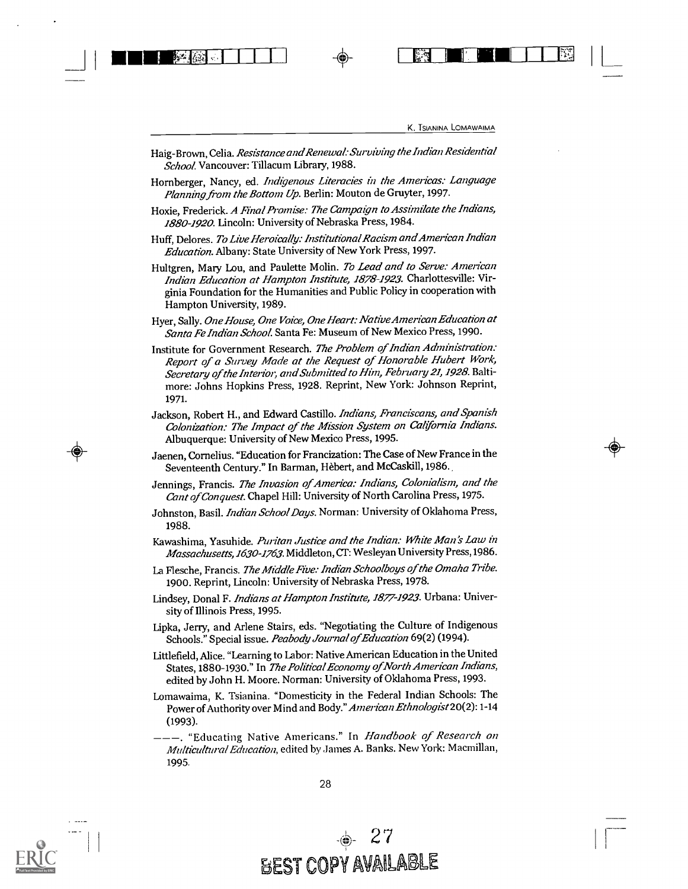Haig-Brown, Celia. *Resistance and Renewal: Surviving the Indian Residential School.* Vancouver: Tillacum Library, 1988.

Hornberger, Nancy, ed. *Indigenous Literacies in the Americas: Language Planning from the Bottom Up.* Berlin: Mouton de Gruyter, 1997.

Hoxie, Frederick. *A Final Promise: The Campaign to Assimilate the Indians, 1880-1920.* Lincoln: University of Nebraska Press, 1984.

Huff, Delores. *To Live Heroically: Institutional Racism and American Indian Education.* Albany: State University of New York Press, 1997.

Hultgren, Mary Lou, and Paulette Molin. *To Lead and to Serve: American Indian Education at Hampton Institute, 1878-1923.* Charlottesville: Virginia Foundation for the Humanities and Public Policy in cooperation with Hampton University, 1989.

Hyer, Sally. *One House, One Voice, One Heart: Native American Education at Santa Fe Indian School.* Santa Fe: Museum of New Mexico Press, 1990.

Institute for Government Research. *The Problem of Indian Administration: Report of a Survey Made at the Request of Honorable Hubert Work, Secretary of the Interior, and Submitted to Him, February 21, 1928.* Baltimore: Johns Hopkins Press, 1928. Reprint, New York: Johnson Reprint, 1971.

Jackson, Robert H., and Edward Castillo. *Indians, Franciscans, and Spanish Colonization: The Impact of the Mission System on California Indians.* Albuquerque: University of New Mexico Press, 1995.

Jaenen, Cornelius. "Education for Francization: The Case of New France in the Seventeenth Century." In Barman, Hèbert, and McCaskill, 1986.

Jennings, Francis. *The Invasion of America: Indians, Colonialism, and the Cant of Conquest.* Chapel Hill: University of North Carolina Press, 1975.

Johnston, Basil. *Indian School Days.* Norman: University of Oklahoma Press, 1988.

Kawashima, Yasuhide. *Puritan Justice and the Indian: White Man's Law in Massachusetts, 1630-1763.* Middleton, CT: Wesleyan University Press, 1986.

La Flesche, Francis. *The Middle Five: Indian Schoolboys of the Omaha Tribe.* 1900. Reprint, Lincoln: University of Nebraska Press, 1978.

Lindsey, Donal F. *Indians at Hampton Institute, 1877-1923.* Urbana: University of Illinois Press, 1995.

Lipka, Jerry, and Arlene Stairs, eds. "Negotiating the Culture of Indigenous Schools." Special issue. *Peabody Journal of Education* 69(2) (1994).

Littlefield, Alice. "Learning to Labor: Native American Education in the United States, 1880-1930." In *The Political Economy of North American Indians,* edited by John H. Moore. Norman: University of Oklahoma Press, 1993.

Lomawaima, K. Tsianina. "Domesticity in the Federal Indian Schools: The Power of Authority over Mind and Body." *American Ethnologist* 20(2): 1-14 (1993).

———. "Educating Native Americans." In *Handbook of Research on Multicultural Education,* edited by James A. Banks. New York: Macmillan, 1995.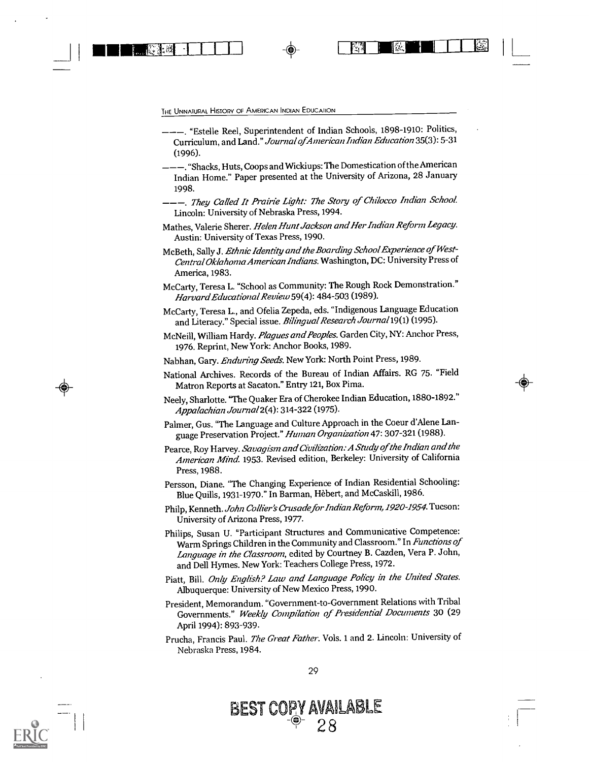———. "Estelle Reel, Superintendent of Indian Schools, 1898-1910: Politics, Curriculum, and Land." *Journal of American Indian Education* 35(3): 5-31 (1996).

———. "Shacks, Huts, Coops and Wickiups: The Domestication of the American Indian Home." Paper presented at the University of Arizona, 28 January 1998.

———. *They Called It Prairie Light: The Story of Chilocco Indian School.* Lincoln: University of Nebraska Press, 1994.

Mathes, Valerie Sherer. *Helen Hunt Jackson and Her Indian Reform Legacy.* Austin: University of Texas Press, 1990.

McBeth, Sally J. *Ethnic Identity and the Boarding School Experience of West-Central Oklahoma American Indians.* Washington, DC: University Press of America, 1983.

McCarty, Teresa L. "School as Community: The Rough Rock Demonstration." *Harvard Educational Review* 59(4): 484-503 (1989).

McCarty, Teresa L., and Ofelia Zepeda, eds. "Indigenous Language Education and Literacy." Special issue. *Bilingual Research Journal* 19(1) (1995).

McNeill, William Hardy. *Plagues and Peoples.* Garden City, NY: Anchor Press, 1976. Reprint, New York: Anchor Books, 1989.

Nabhan, Gary. *Enduring Seeds.* New York: North Point Press, 1989.

National Archives. Records of the Bureau of Indian Affairs. RG 75. "Field Matron Reports at Sacaton." Entry 121, Box Pima.

Neely, Sharlotte. "The Quaker Era of Cherokee Indian Education, 1880-1892." *Appalachian Journal* 2(4): 314-322 (1975).

Palmer, Gus. "The Language and Culture Approach in the Coeur d'Alene Language Preservation Project." *Human Organization* 47: 307-321 (1988).

Pearce, Roy Harvey. *Savagism and Civilization: A Study of the Indian and the American Mind.* 1953. Revised edition, Berkeley: University of California Press, 1988.

Persson, Diane. "The Changing Experience of Indian Residential Schooling: Blue Quills, 1931-1970." In Barman, Hèbert, and McCaskill, 1986.

Philp, Kenneth. *John Collier's Crusade for Indian Reform, 1920-1954.* Tucson: University of Arizona Press, 1977.

Philips, Susan U. "Participant Structures and Communicative Competence: Warm Springs Children in the Community and Classroom." In *Functions of Language in the Classroom*, edited by Courtney B. Cazden, Vera P. John, and Dell Hymes. New York: Teachers College Press, 1972.

Piatt, Bill. *Only English? Law and Language Policy in the United States.* Albuquerque: University of New Mexico Press, 1990.

President, Memorandum. "Government-to-Government Relations with Tribal Governments." *Weekly Compilation of Presidential Documents* 30 (29 April 1994): 893-939.

Prucha, Francis Paul. *The Great Father.* Vols. 1 and 2. Lincoln: University of Nebraska Press, 1984.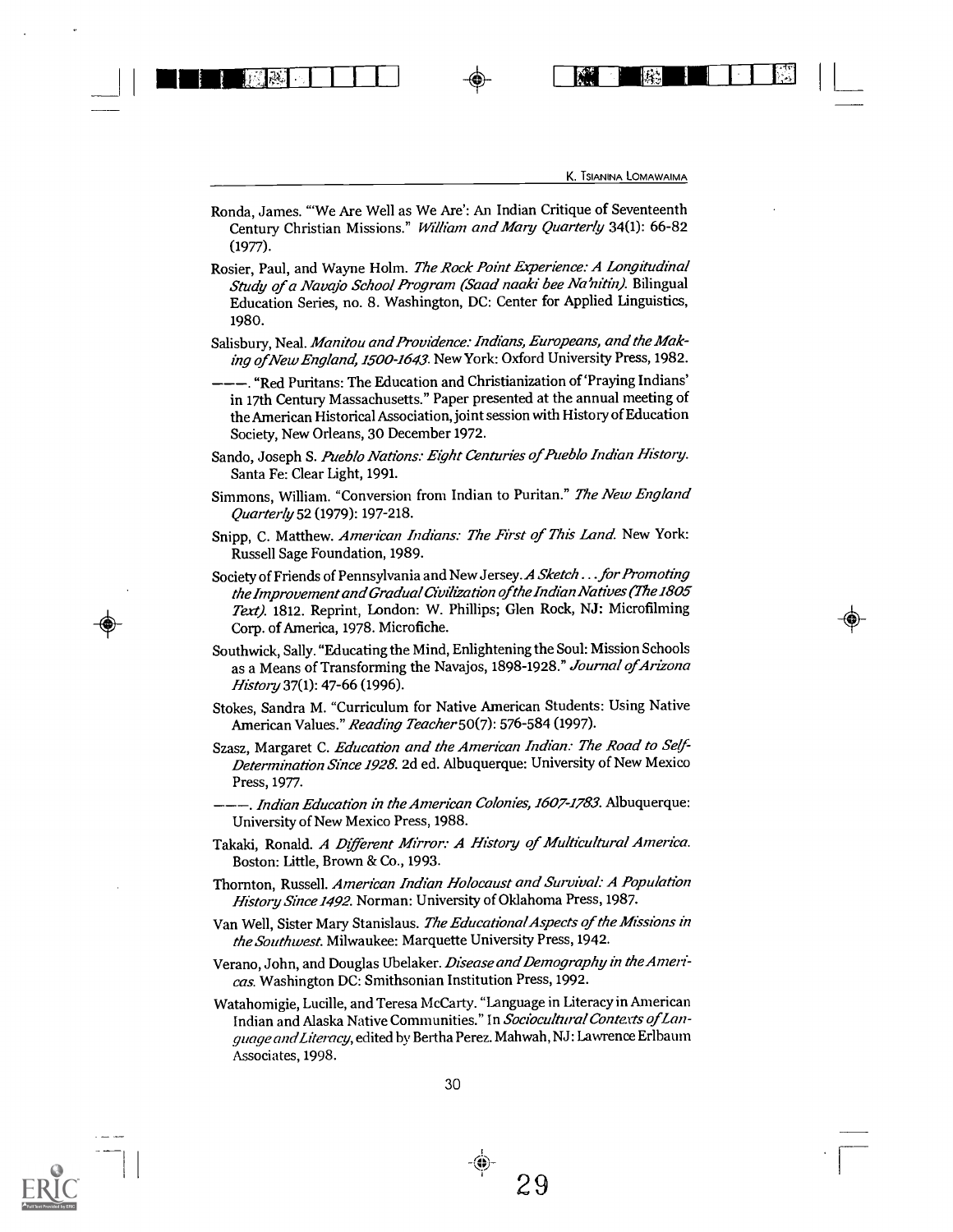Ronda, James. "'We Are Well as We Are': An Indian Critique of Seventeenth Century Christian Missions." *William and Mary Quarterly* 34(1): 66-82 (1977).

Rosier, Paul, and Wayne Holm. *The Rock Point Experience: A Longitudinal Study of a Navajo School Program (Saad naaki bee Na'nitin).* Bilingual Education Series, no. 8. Washington, DC: Center for Applied Linguistics, 1980.

Salisbury, Neal. *Manitou and Providence: Indians, Europeans, and the Making of New England, 1500-1643.* New York: Oxford University Press, 1982.

———. "Red Puritans: The Education and Christianization of 'Praying Indians' in 17th Century Massachusetts." Paper presented at the annual meeting of the American Historical Association, joint session with History of Education Society, New Orleans, 30 December 1972.

Sando, Joseph S. *Pueblo Nations: Eight Centuries of Pueblo Indian History.* Santa Fe: Clear Light, 1991.

Simmons, William. "Conversion from Indian to Puritan." *The New England Quarterly* 52 (1979): 197-218.

Snipp, C. Matthew. *American Indians: The First of This Land.* New York: Russell Sage Foundation, 1989.

Society of Friends of Pennsylvania and New Jersey. *A Sketch . . . for Promoting the Improvement and Gradual Civilization of the Indian Natives (The 1805 Text).* 1812. Reprint, London: W. Phillips; Glen Rock, NJ: Microfilming Corp. of America, 1978. Microfiche.

Southwick, Sally. "Educating the Mind, Enlightening the Soul: Mission Schools as a Means of Transforming the Navajos, 1898-1928." *Journal of Arizona History* 37(1): 47-66 (1996).

Stokes, Sandra M. "Curriculum for Native American Students: Using Native American Values." *Reading Teacher* 50(7): 576-584 (1997).

Szasz, Margaret C. *Education and the American Indian: The Road to Self-Determination Since 1928.* 2d ed. Albuquerque: University of New Mexico Press, 1977.

———. *Indian Education in the American Colonies, 1607-1783.* Albuquerque: University of New Mexico Press, 1988.

Takaki, Ronald. *A Different Mirror: A History of Multicultural America.* Boston: Little, Brown & Co., 1993.

Thornton, Russell. *American Indian Holocaust and Survival: A Population History Since 1492.* Norman: University of Oklahoma Press, 1987.

Van Well, Sister Mary Stanislaus. *The Educational Aspects of the Missions in the Southwest.* Milwaukee: Marquette University Press, 1942.

Verano, John, and Douglas Ubelaker. *Disease and Demography in the Americas.* Washington DC: Smithsonian Institution Press, 1992.

Watahomigie, Lucille, and Teresa McCarty. "Language in Literacy in American Indian and Alaska Native Communities." In *Sociocultural Contexts of Language and Literacy*, edited by Bertha Perez. Mahwah, NJ: Lawrence Erlbaum Associates, 1998.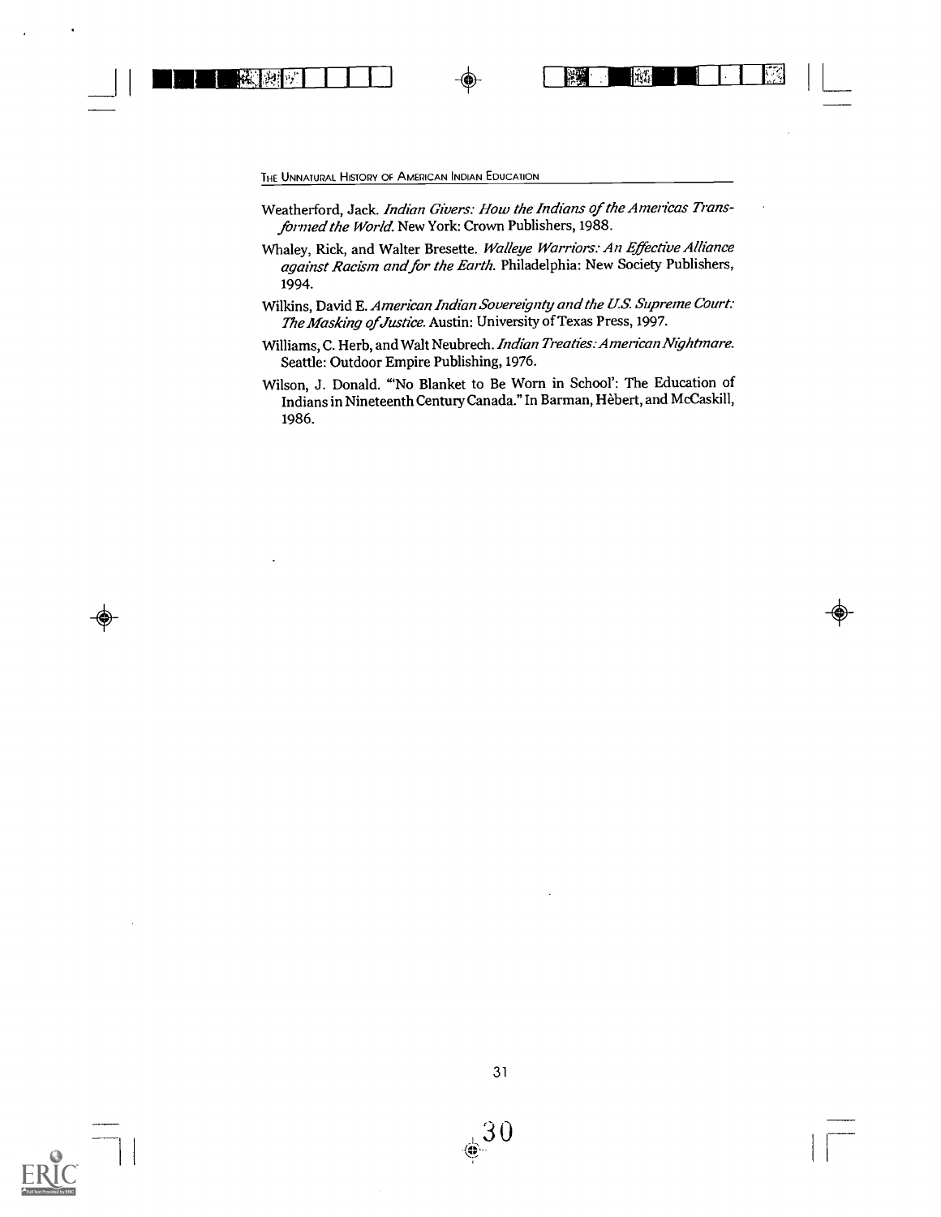Weatherford, Jack. *Indian Givers: How the Indians of the Americas Transformed the World.* New York: Crown Publishers, 1988.

Whaley, Rick, and Walter Bresette. *Walleye Warriors: An Effective Alliance against Racism and for the Earth.* Philadelphia: New Society Publishers, 1994.

Wilkins, David E. *American Indian Sovereignty and the U.S. Supreme Court: The Masking of Justice.* Austin: University of Texas Press, 1997.

Williams, C. Herb, and Walt Neubrech. *Indian Treaties: American Nightmare.* Seattle: Outdoor Empire Publishing, 1976.

Wilson, J. Donald. "'No Blanket to Be Worn in School': The Education of Indians in Nineteenth Century Canada." In Barman, Hèbert, and McCaskill, 1986.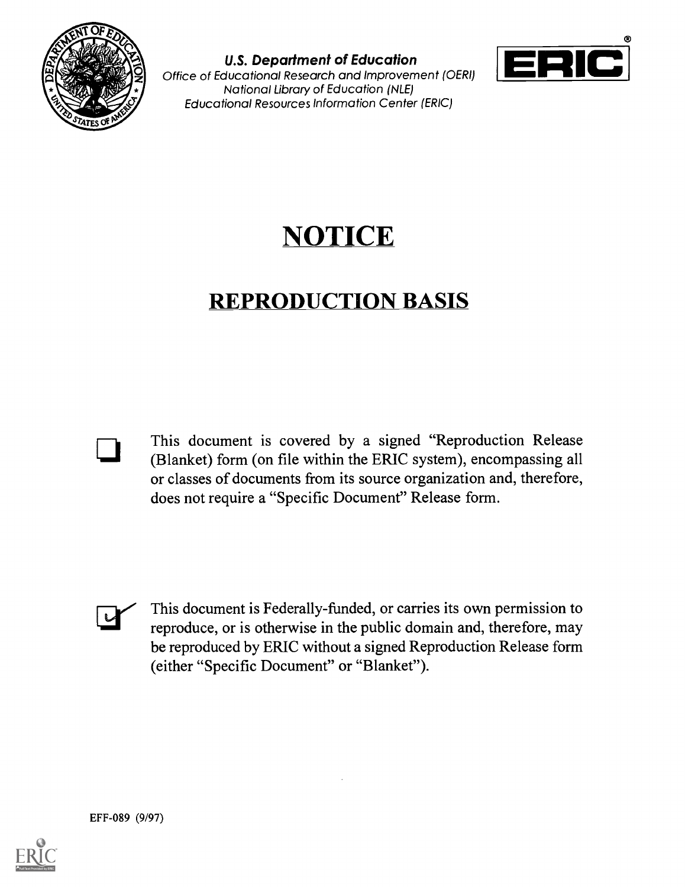**U.S. Department of Education**
*Office of Educational Research and Improvement (OERI)*
*National Library of Education (NLE)*
*Educational Resources Information Center (ERIC)*

ERIC®

# NOTICE

## REPRODUCTION BASIS

☐ This document is covered by a signed "Reproduction Release (Blanket) form (on file within the ERIC system), encompassing all or classes of documents from its source organization and, therefore, does not require a "Specific Document" Release form.

☑ This document is Federally-funded, or carries its own permission to reproduce, or is otherwise in the public domain and, therefore, may be reproduced by ERIC without a signed Reproduction Release form (either "Specific Document" or "Blanket").

EFF-089 (9/97)